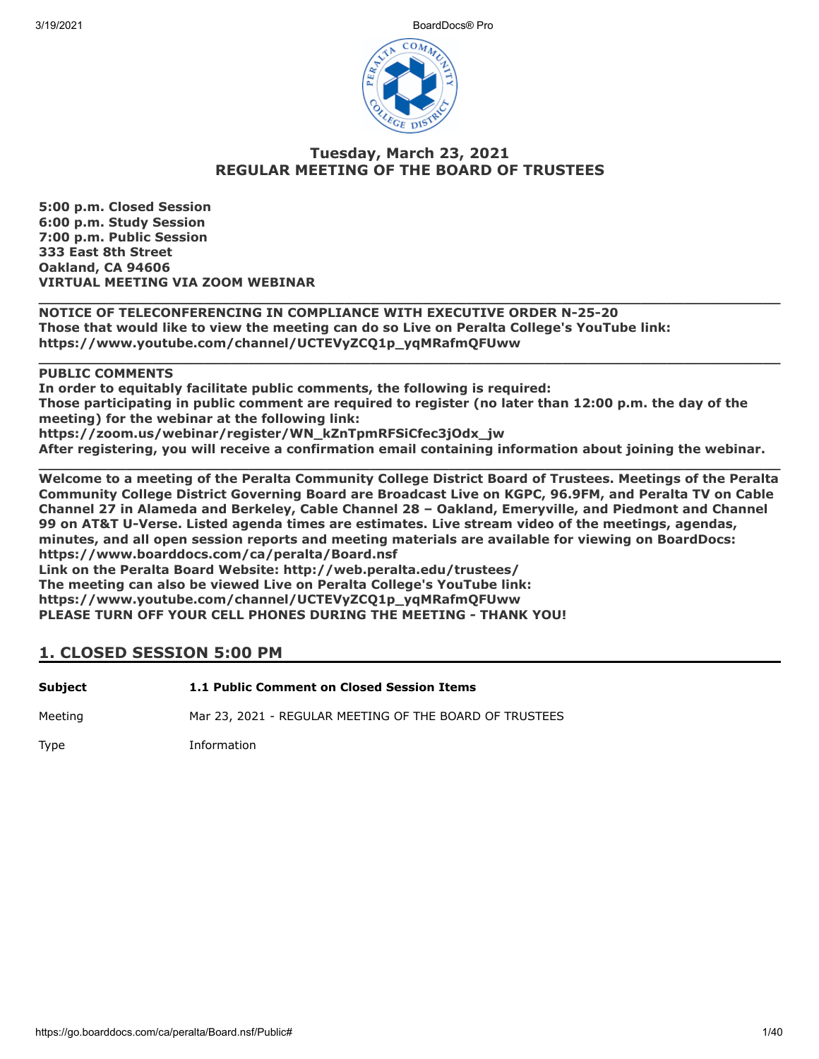## Tuesday, March 23, 2021
## REGULAR MEETING OF THE BOARD OF TRUSTEES

**5:00 p.m. Closed Session**
**6:00 p.m. Study Session**
**7:00 p.m. Public Session**
**333 East 8th Street**
**Oakland, CA 94606**
**VIRTUAL MEETING VIA ZOOM WEBINAR**

---

**NOTICE OF TELECONFERENCING IN COMPLIANCE WITH EXECUTIVE ORDER N-25-20**
**Those that would like to view the meeting can do so Live on Peralta College's YouTube link:**
**https://www.youtube.com/channel/UCTEVyZCQ1p_yqMRafmQFUww**

---

**PUBLIC COMMENTS**
**In order to equitably facilitate public comments, the following is required:**
**Those participating in public comment are required to register (no later than 12:00 p.m. the day of the meeting) for the webinar at the following link:**
**https://zoom.us/webinar/register/WN_kZnTpmRFSiCfec3jOdx_jw**
**After registering, you will receive a confirmation email containing information about joining the webinar.**

---

**Welcome to a meeting of the Peralta Community College District Board of Trustees. Meetings of the Peralta Community College District Governing Board are Broadcast Live on KGPC, 96.9FM, and Peralta TV on Cable Channel 27 in Alameda and Berkeley, Cable Channel 28 – Oakland, Emeryville, and Piedmont and Channel 99 on AT&T U-Verse. Listed agenda times are estimates. Live stream video of the meetings, agendas, minutes, and all open session reports and meeting materials are available for viewing on BoardDocs: https://www.boarddocs.com/ca/peralta/Board.nsf**
**Link on the Peralta Board Website: http://web.peralta.edu/trustees/**
**The meeting can also be viewed Live on Peralta College's YouTube link:**
**https://www.youtube.com/channel/UCTEVyZCQ1p_yqMRafmQFUww**
**PLEASE TURN OFF YOUR CELL PHONES DURING THE MEETING - THANK YOU!**

## 1. CLOSED SESSION 5:00 PM

| | |
|---|---|
| **Subject** | **1.1 Public Comment on Closed Session Items** |
| Meeting | Mar 23, 2021 - REGULAR MEETING OF THE BOARD OF TRUSTEES |
| Type | Information |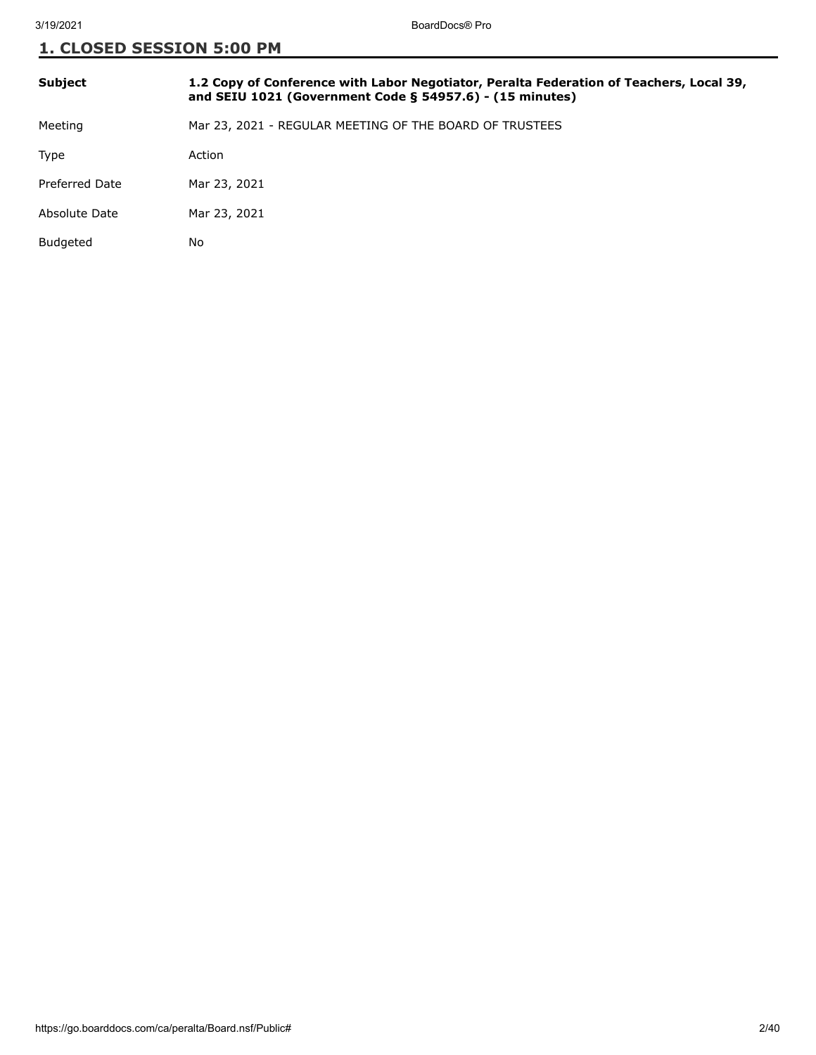## 1. CLOSED SESSION 5:00 PM

| | |
|---|---|
| **Subject** | **1.2 Copy of Conference with Labor Negotiator, Peralta Federation of Teachers, Local 39, and SEIU 1021 (Government Code § 54957.6) - (15 minutes)** |
| Meeting | Mar 23, 2021 - REGULAR MEETING OF THE BOARD OF TRUSTEES |
| Type | Action |
| Preferred Date | Mar 23, 2021 |
| Absolute Date | Mar 23, 2021 |
| Budgeted | No |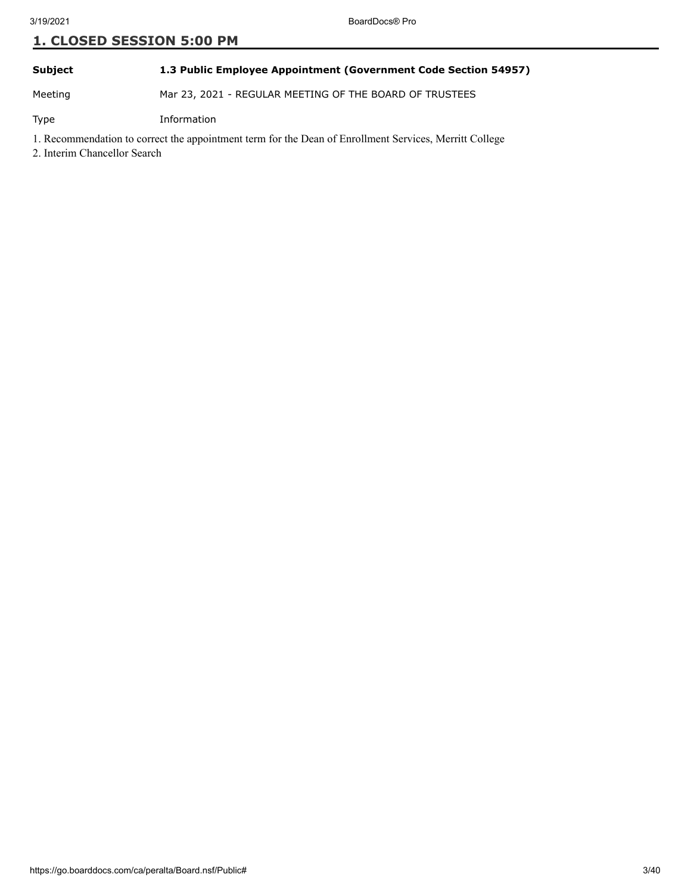## 1. CLOSED SESSION 5:00 PM

| | |
|---|---|
| **Subject** | **1.3 Public Employee Appointment (Government Code Section 54957)** |
| Meeting | Mar 23, 2021 - REGULAR MEETING OF THE BOARD OF TRUSTEES |
| Type | Information |

1. Recommendation to correct the appointment term for the Dean of Enrollment Services, Merritt College
2. Interim Chancellor Search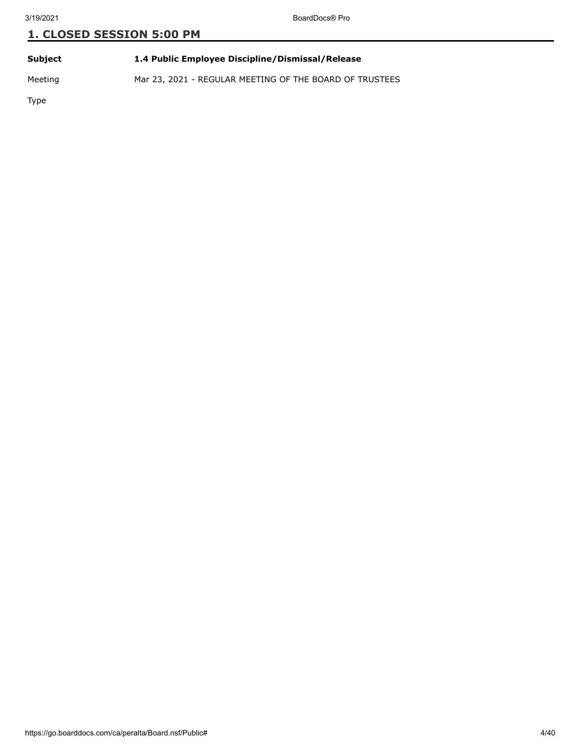## 1. CLOSED SESSION 5:00 PM

| | |
|---|---|
| **Subject** | **1.4 Public Employee Discipline/Dismissal/Release** |
| Meeting | Mar 23, 2021 - REGULAR MEETING OF THE BOARD OF TRUSTEES |
| Type | |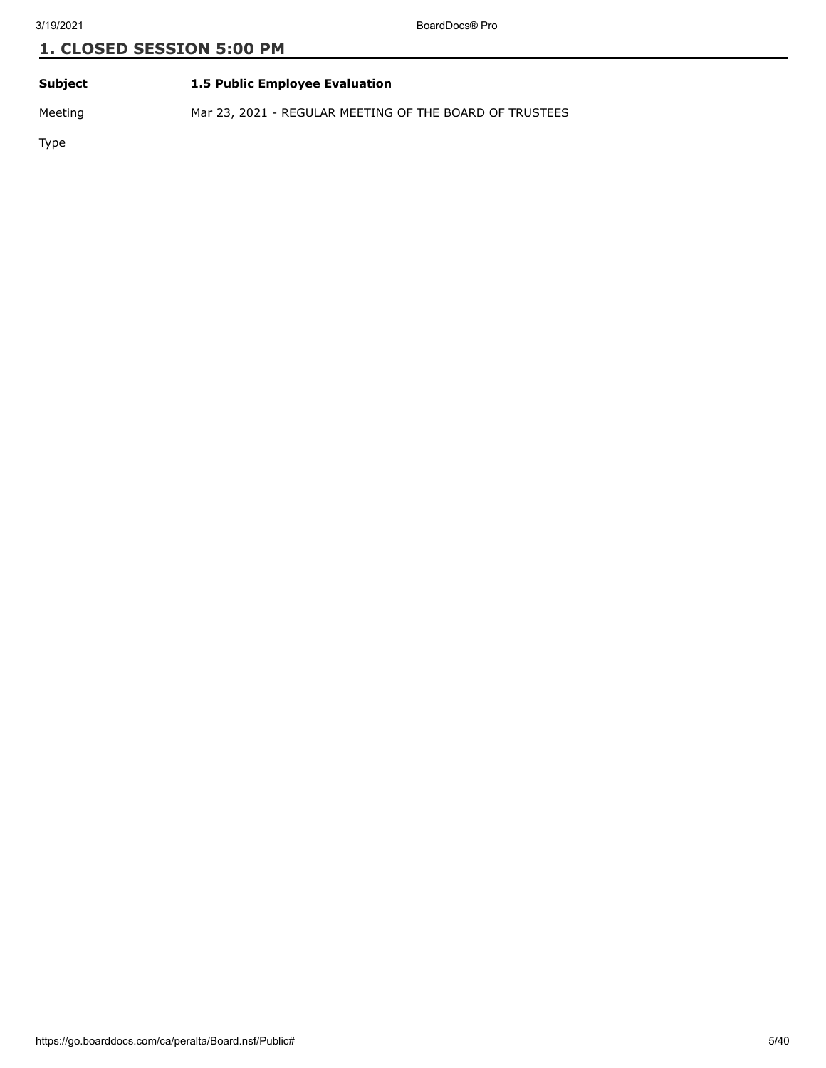## 1. CLOSED SESSION 5:00 PM

| | |
|---|---|
| **Subject** | **1.5 Public Employee Evaluation** |
| Meeting | Mar 23, 2021 - REGULAR MEETING OF THE BOARD OF TRUSTEES |
| Type | |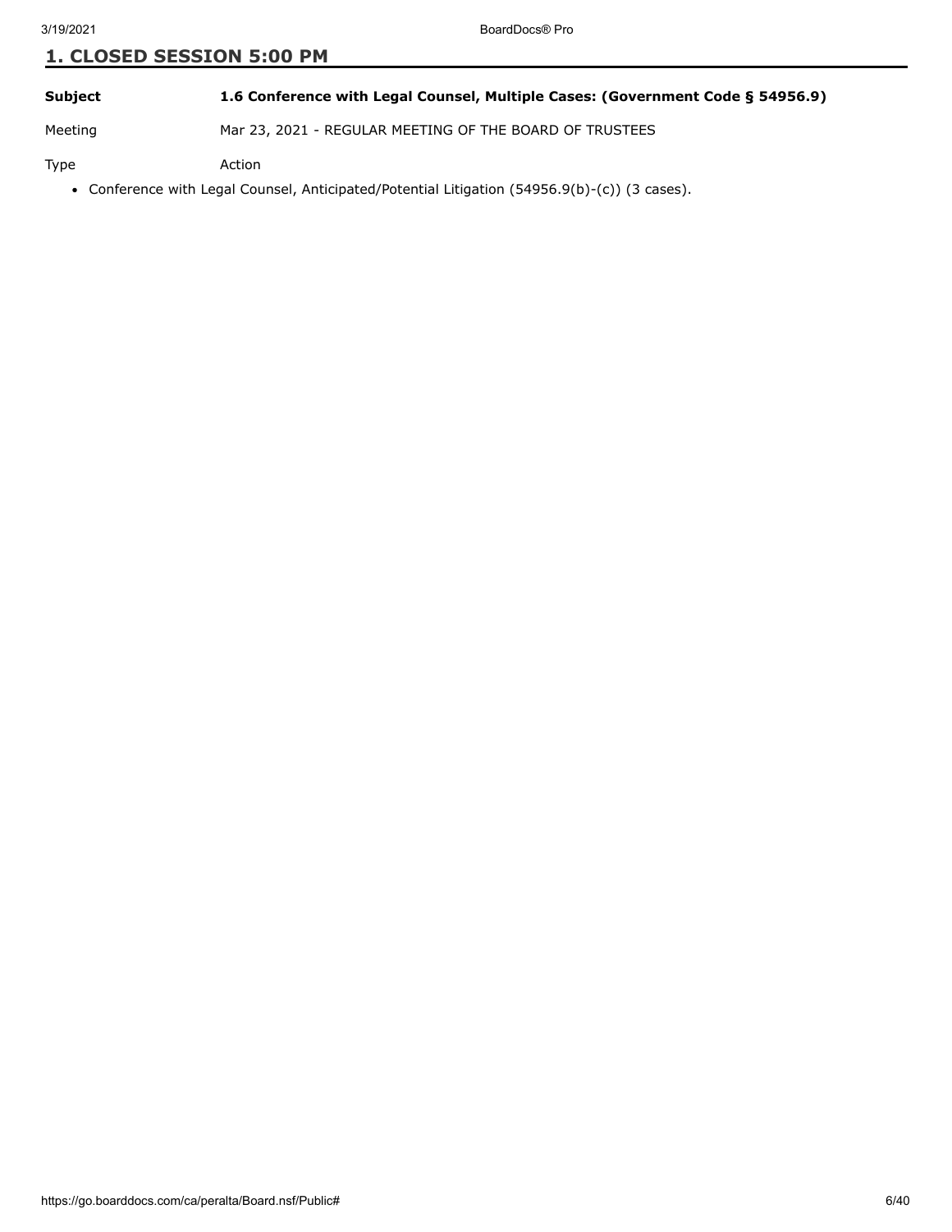## 1. CLOSED SESSION 5:00 PM

| | |
|---|---|
| **Subject** | **1.6 Conference with Legal Counsel, Multiple Cases: (Government Code § 54956.9)** |
| Meeting | Mar 23, 2021 - REGULAR MEETING OF THE BOARD OF TRUSTEES |
| Type | Action |

- Conference with Legal Counsel, Anticipated/Potential Litigation (54956.9(b)-(c)) (3 cases).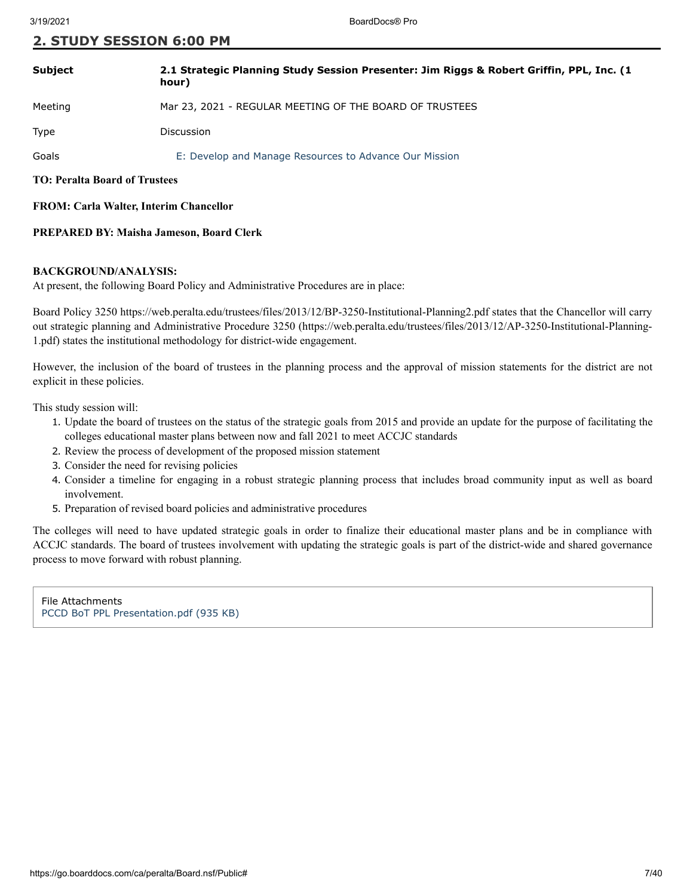## 2. STUDY SESSION 6:00 PM

| | |
|---|---|
| **Subject** | **2.1 Strategic Planning Study Session Presenter: Jim Riggs & Robert Griffin, PPL, Inc. (1 hour)** |
| Meeting | Mar 23, 2021 - REGULAR MEETING OF THE BOARD OF TRUSTEES |
| Type | Discussion |
| Goals | E: Develop and Manage Resources to Advance Our Mission |

**TO: Peralta Board of Trustees**

**FROM: Carla Walter, Interim Chancellor**

**PREPARED BY: Maisha Jameson, Board Clerk**

**BACKGROUND/ANALYSIS:**

At present, the following Board Policy and Administrative Procedures are in place:

Board Policy 3250 https://web.peralta.edu/trustees/files/2013/12/BP-3250-Institutional-Planning2.pdf states that the Chancellor will carry out strategic planning and Administrative Procedure 3250 (https://web.peralta.edu/trustees/files/2013/12/AP-3250-Institutional-Planning-1.pdf) states the institutional methodology for district-wide engagement.

However, the inclusion of the board of trustees in the planning process and the approval of mission statements for the district are not explicit in these policies.

This study session will:

1. Update the board of trustees on the status of the strategic goals from 2015 and provide an update for the purpose of facilitating the colleges educational master plans between now and fall 2021 to meet ACCJC standards
2. Review the process of development of the proposed mission statement
3. Consider the need for revising policies
4. Consider a timeline for engaging in a robust strategic planning process that includes broad community input as well as board involvement.
5. Preparation of revised board policies and administrative procedures

The colleges will need to have updated strategic goals in order to finalize their educational master plans and be in compliance with ACCJC standards. The board of trustees involvement with updating the strategic goals is part of the district-wide and shared governance process to move forward with robust planning.

File Attachments
PCCD BoT PPL Presentation.pdf (935 KB)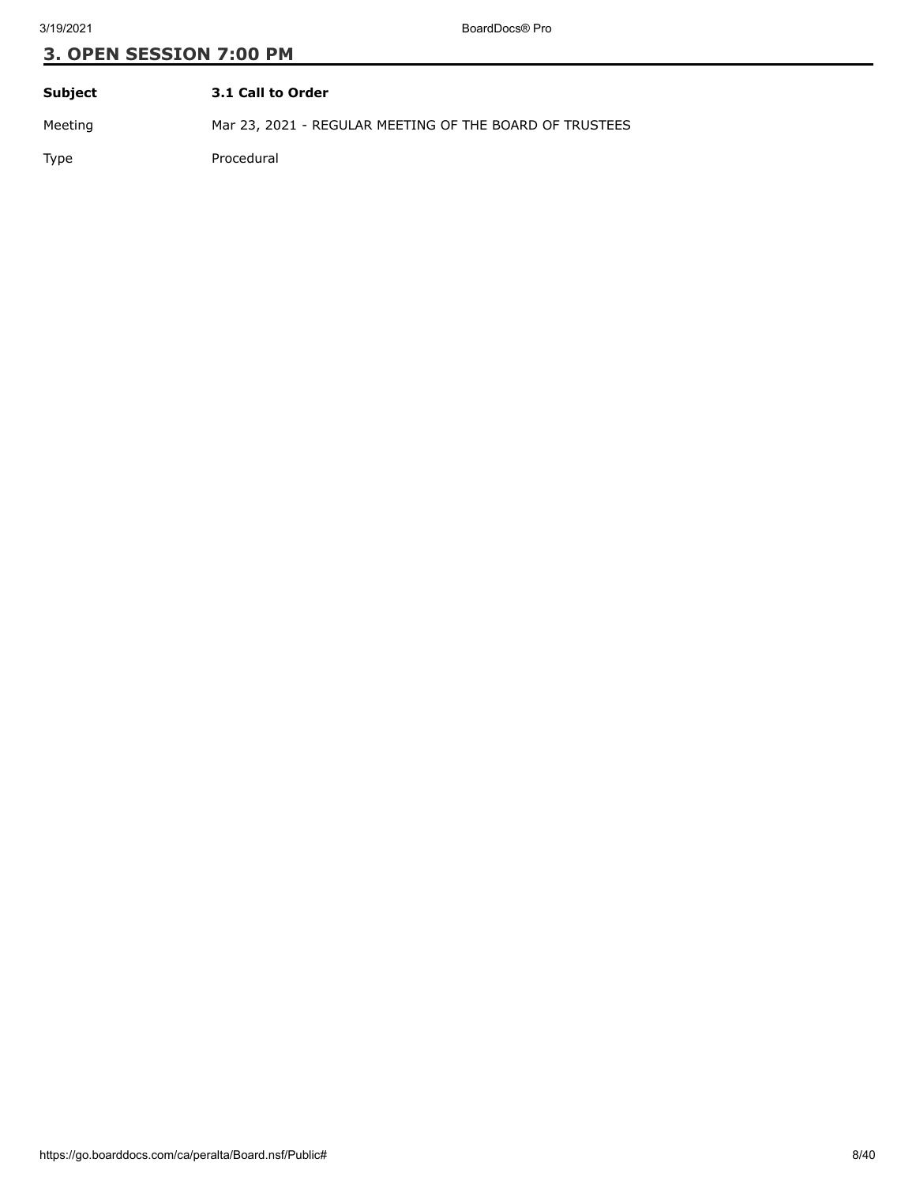## 3. OPEN SESSION 7:00 PM

| **Subject** | **3.1 Call to Order** |
| --- | --- |
| Meeting | Mar 23, 2021 - REGULAR MEETING OF THE BOARD OF TRUSTEES |
| Type | Procedural |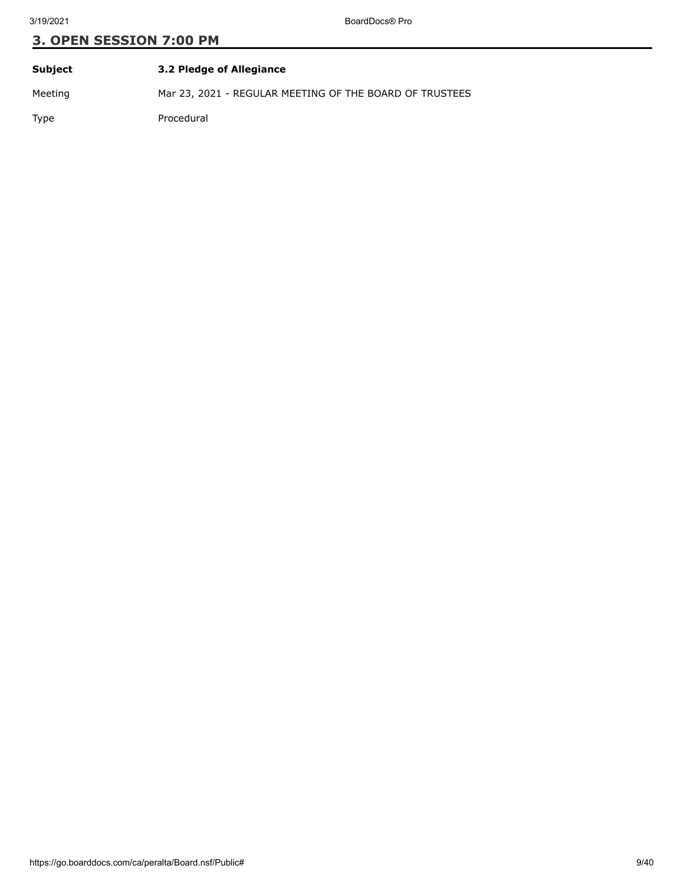## 3. OPEN SESSION 7:00 PM

| | |
|---|---|
| **Subject** | **3.2 Pledge of Allegiance** |
| Meeting | Mar 23, 2021 - REGULAR MEETING OF THE BOARD OF TRUSTEES |
| Type | Procedural |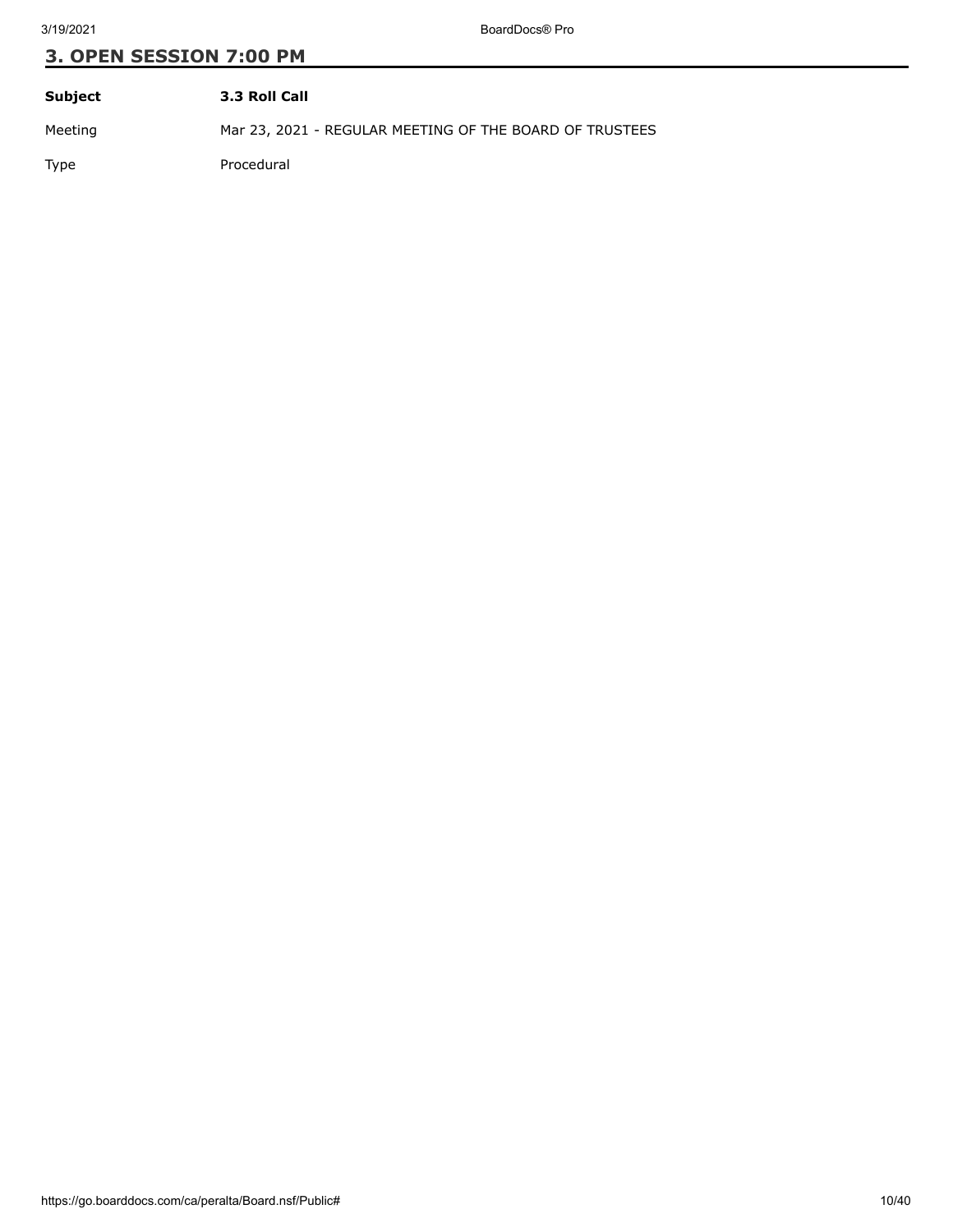## 3. OPEN SESSION 7:00 PM

| | |
|---|---|
| **Subject** | **3.3 Roll Call** |
| Meeting | Mar 23, 2021 - REGULAR MEETING OF THE BOARD OF TRUSTEES |
| Type | Procedural |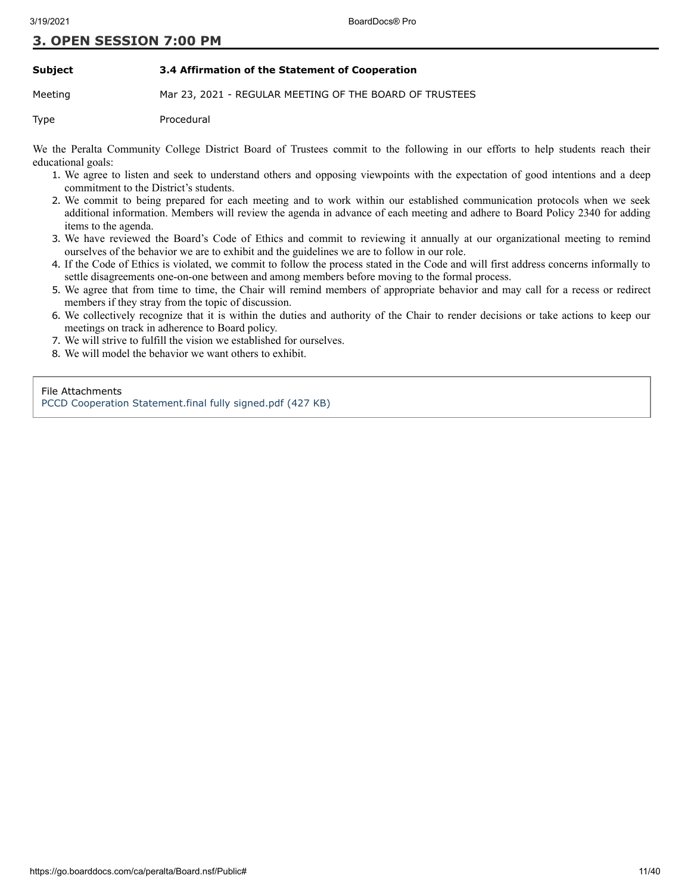## 3. OPEN SESSION 7:00 PM

| | |
|---|---|
| **Subject** | **3.4 Affirmation of the Statement of Cooperation** |
| Meeting | Mar 23, 2021 - REGULAR MEETING OF THE BOARD OF TRUSTEES |
| Type | Procedural |

We the Peralta Community College District Board of Trustees commit to the following in our efforts to help students reach their educational goals:

1. We agree to listen and seek to understand others and opposing viewpoints with the expectation of good intentions and a deep commitment to the District's students.
2. We commit to being prepared for each meeting and to work within our established communication protocols when we seek additional information. Members will review the agenda in advance of each meeting and adhere to Board Policy 2340 for adding items to the agenda.
3. We have reviewed the Board's Code of Ethics and commit to reviewing it annually at our organizational meeting to remind ourselves of the behavior we are to exhibit and the guidelines we are to follow in our role.
4. If the Code of Ethics is violated, we commit to follow the process stated in the Code and will first address concerns informally to settle disagreements one-on-one between and among members before moving to the formal process.
5. We agree that from time to time, the Chair will remind members of appropriate behavior and may call for a recess or redirect members if they stray from the topic of discussion.
6. We collectively recognize that it is within the duties and authority of the Chair to render decisions or take actions to keep our meetings on track in adherence to Board policy.
7. We will strive to fulfill the vision we established for ourselves.
8. We will model the behavior we want others to exhibit.

File Attachments
PCCD Cooperation Statement.final fully signed.pdf (427 KB)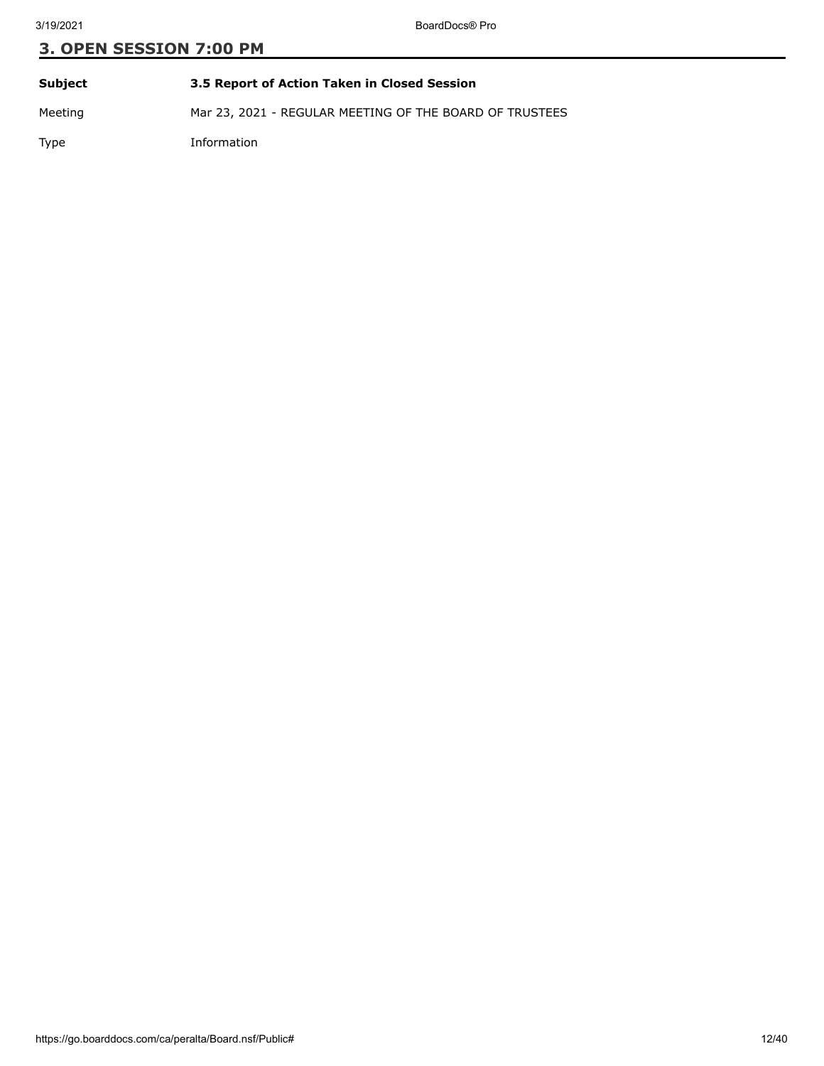## 3. OPEN SESSION 7:00 PM

| **Subject** | **3.5 Report of Action Taken in Closed Session** |
| --- | --- |
| Meeting | Mar 23, 2021 - REGULAR MEETING OF THE BOARD OF TRUSTEES |
| Type | Information |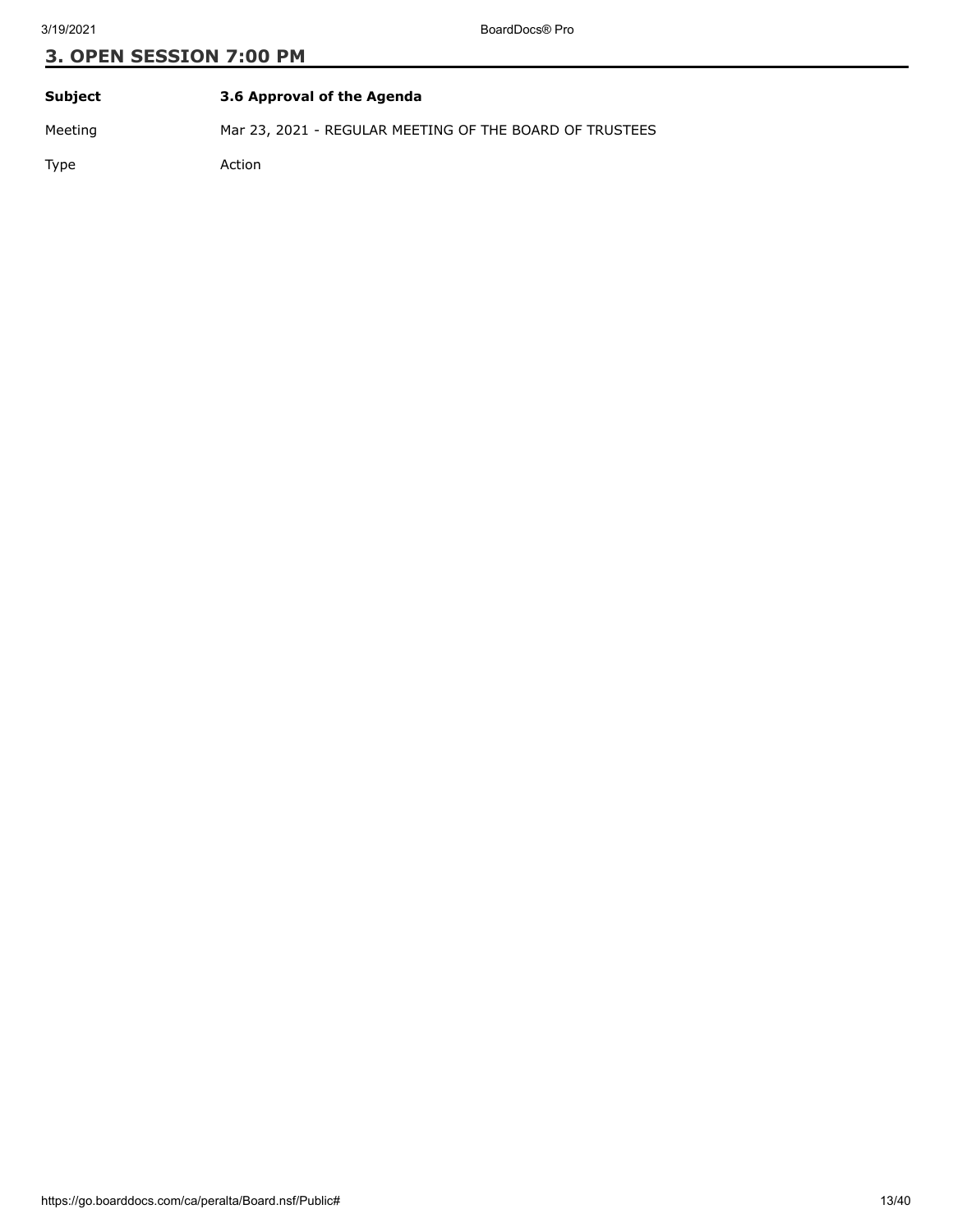## 3. OPEN SESSION 7:00 PM

| **Subject** | **3.6 Approval of the Agenda** |
|---|---|
| Meeting | Mar 23, 2021 - REGULAR MEETING OF THE BOARD OF TRUSTEES |
| Type | Action |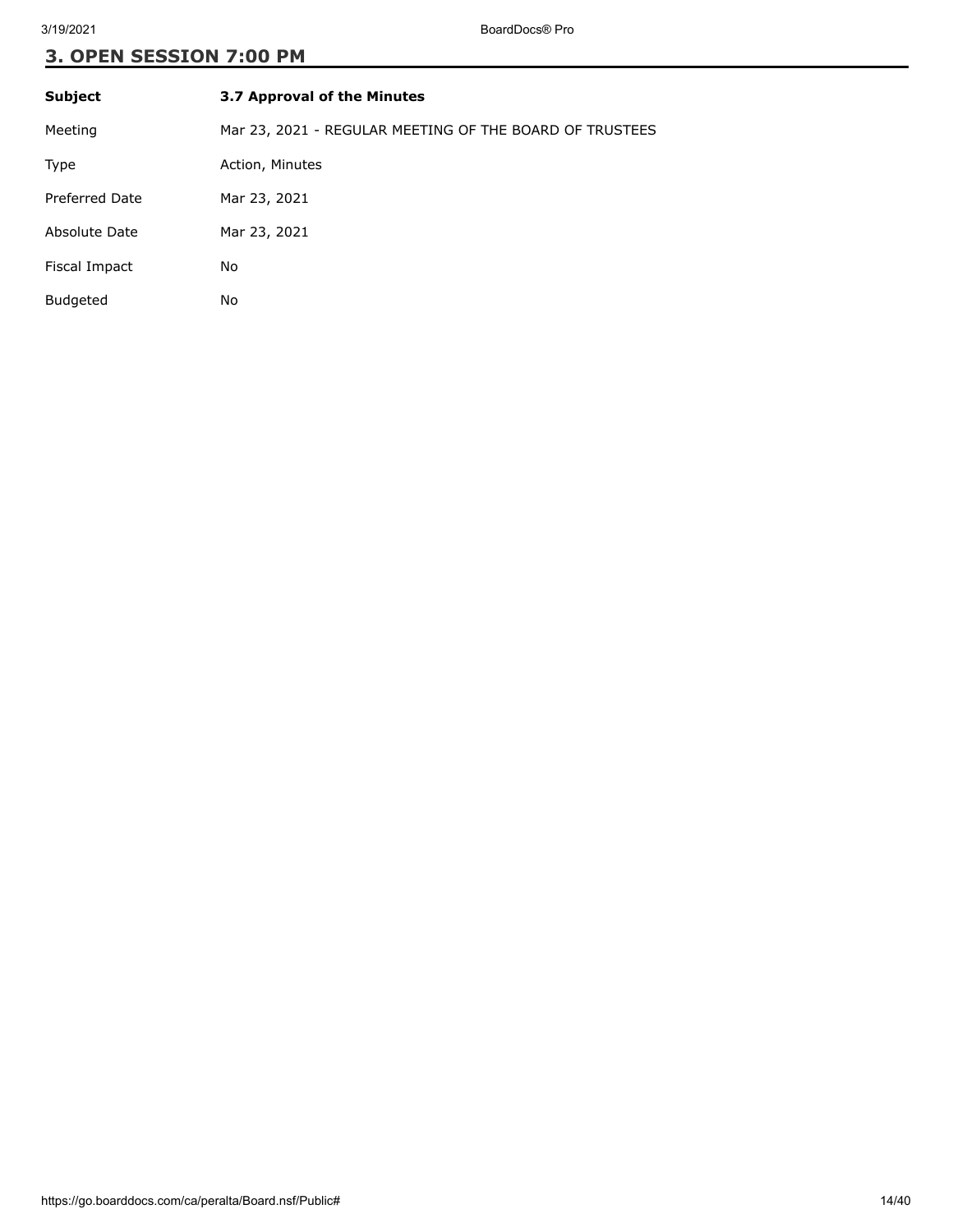## 3. OPEN SESSION 7:00 PM

| **Subject** | **3.7 Approval of the Minutes** |
| --- | --- |
| Meeting | Mar 23, 2021 - REGULAR MEETING OF THE BOARD OF TRUSTEES |
| Type | Action, Minutes |
| Preferred Date | Mar 23, 2021 |
| Absolute Date | Mar 23, 2021 |
| Fiscal Impact | No |
| Budgeted | No |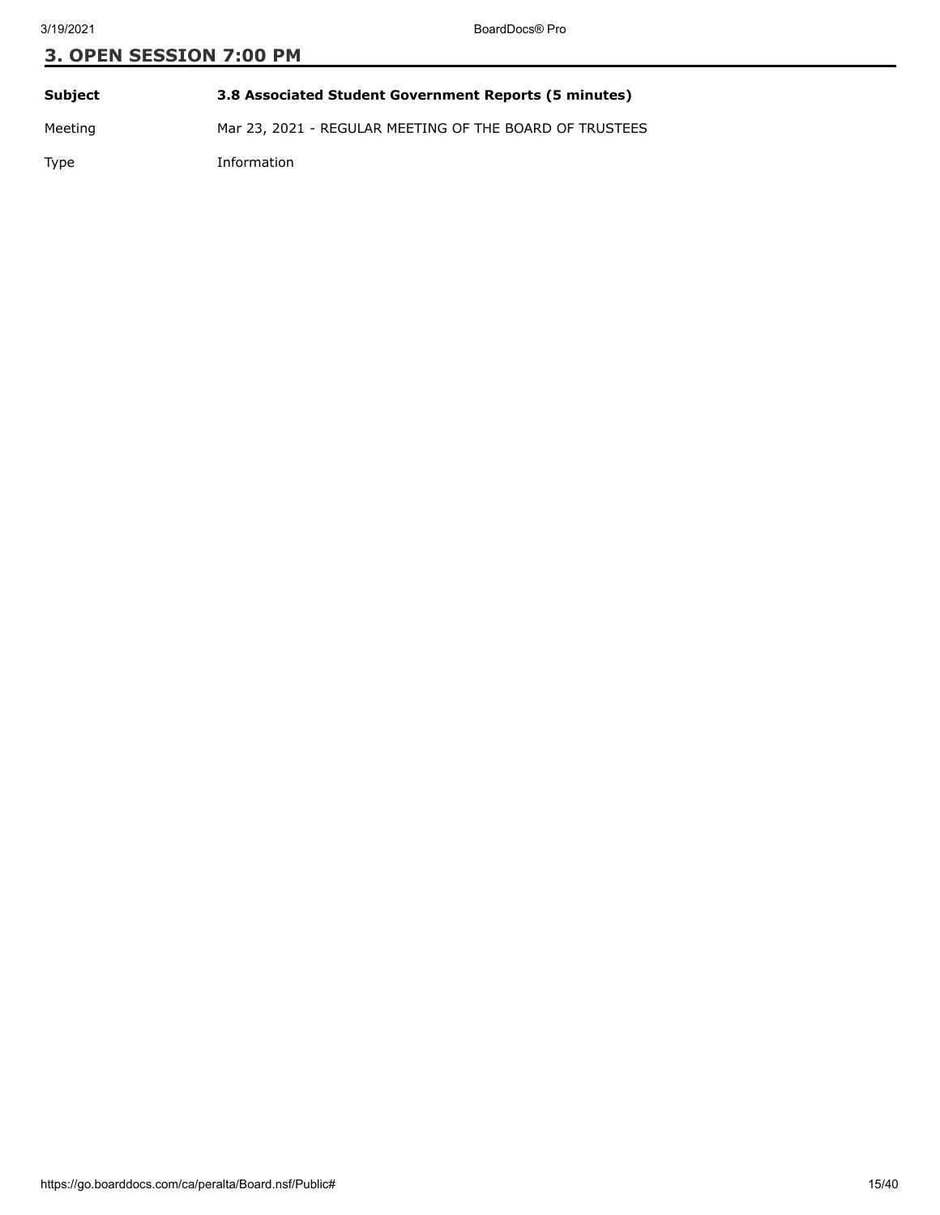## 3. OPEN SESSION 7:00 PM

| **Subject** | **3.8 Associated Student Government Reports (5 minutes)** |
| --- | --- |
| Meeting | Mar 23, 2021 - REGULAR MEETING OF THE BOARD OF TRUSTEES |
| Type | Information |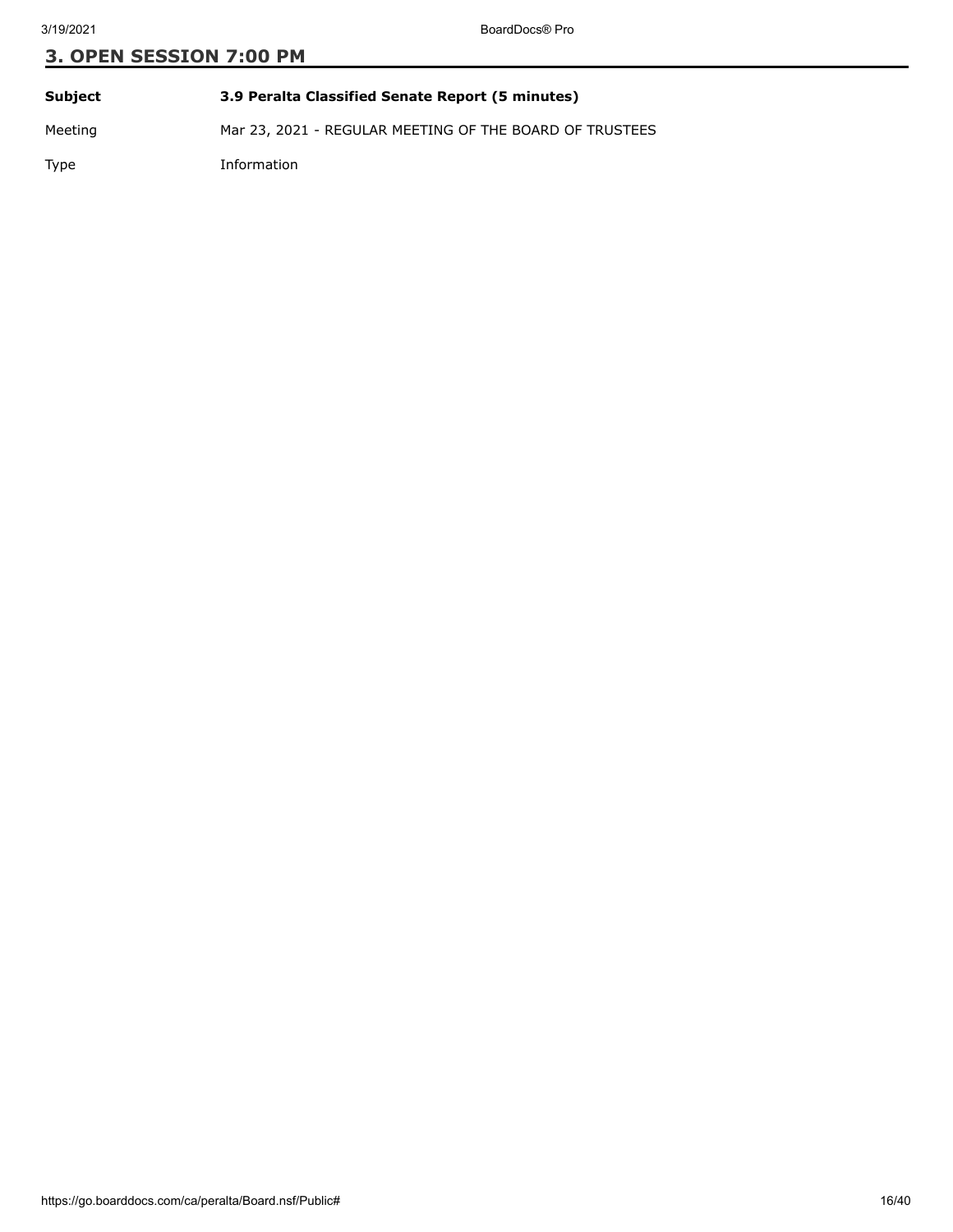## 3. OPEN SESSION 7:00 PM

| | |
|---|---|
| **Subject** | **3.9 Peralta Classified Senate Report (5 minutes)** |
| Meeting | Mar 23, 2021 - REGULAR MEETING OF THE BOARD OF TRUSTEES |
| Type | Information |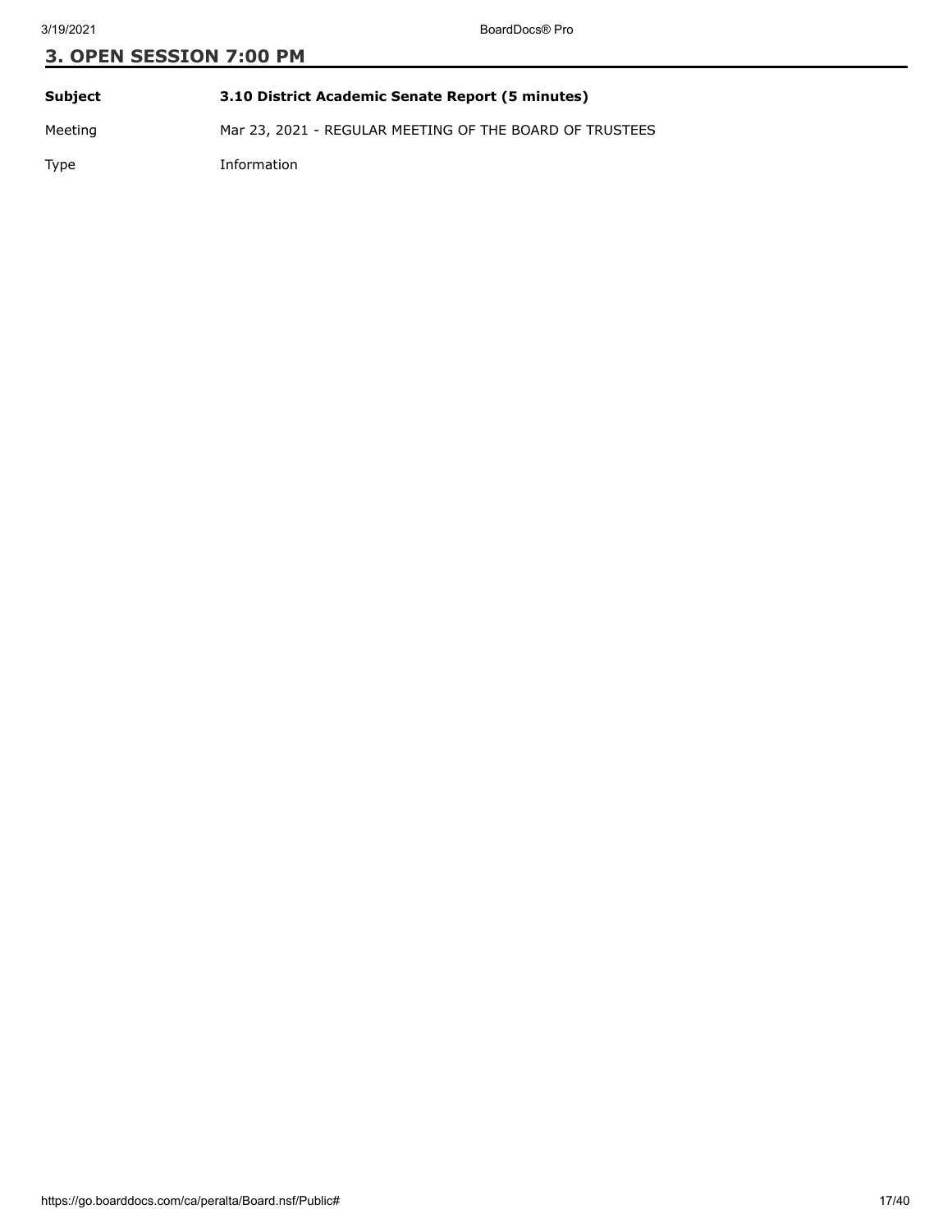## 3. OPEN SESSION 7:00 PM

| | |
|---|---|
| **Subject** | **3.10 District Academic Senate Report (5 minutes)** |
| Meeting | Mar 23, 2021 - REGULAR MEETING OF THE BOARD OF TRUSTEES |
| Type | Information |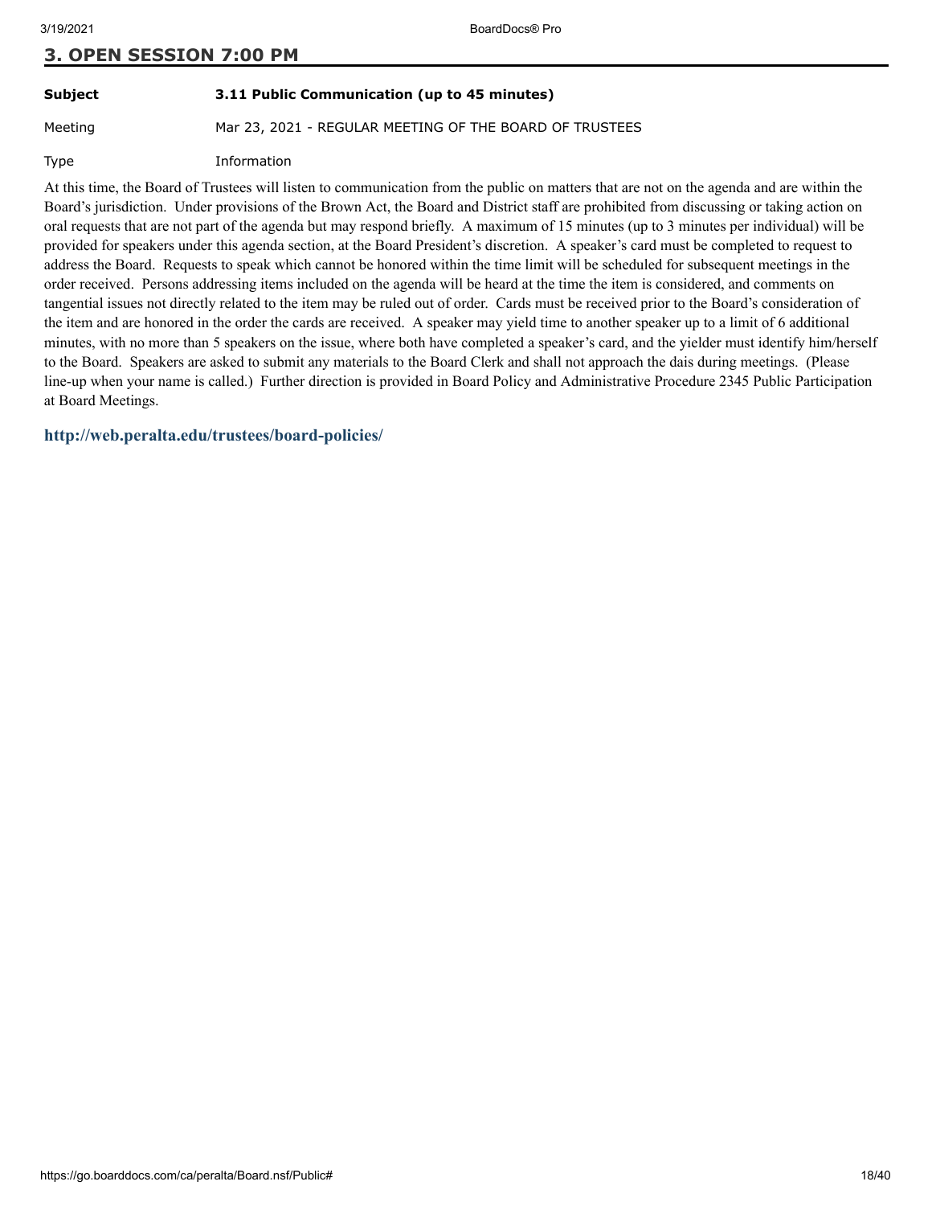## 3. OPEN SESSION 7:00 PM

| | |
|---|---|
| **Subject** | **3.11 Public Communication (up to 45 minutes)** |
| Meeting | Mar 23, 2021 - REGULAR MEETING OF THE BOARD OF TRUSTEES |
| Type | Information |

At this time, the Board of Trustees will listen to communication from the public on matters that are not on the agenda and are within the Board's jurisdiction. Under provisions of the Brown Act, the Board and District staff are prohibited from discussing or taking action on oral requests that are not part of the agenda but may respond briefly. A maximum of 15 minutes (up to 3 minutes per individual) will be provided for speakers under this agenda section, at the Board President's discretion. A speaker's card must be completed to request to address the Board. Requests to speak which cannot be honored within the time limit will be scheduled for subsequent meetings in the order received. Persons addressing items included on the agenda will be heard at the time the item is considered, and comments on tangential issues not directly related to the item may be ruled out of order. Cards must be received prior to the Board's consideration of the item and are honored in the order the cards are received. A speaker may yield time to another speaker up to a limit of 6 additional minutes, with no more than 5 speakers on the issue, where both have completed a speaker's card, and the yielder must identify him/herself to the Board. Speakers are asked to submit any materials to the Board Clerk and shall not approach the dais during meetings. (Please line-up when your name is called.) Further direction is provided in Board Policy and Administrative Procedure 2345 Public Participation at Board Meetings.

**http://web.peralta.edu/trustees/board-policies/**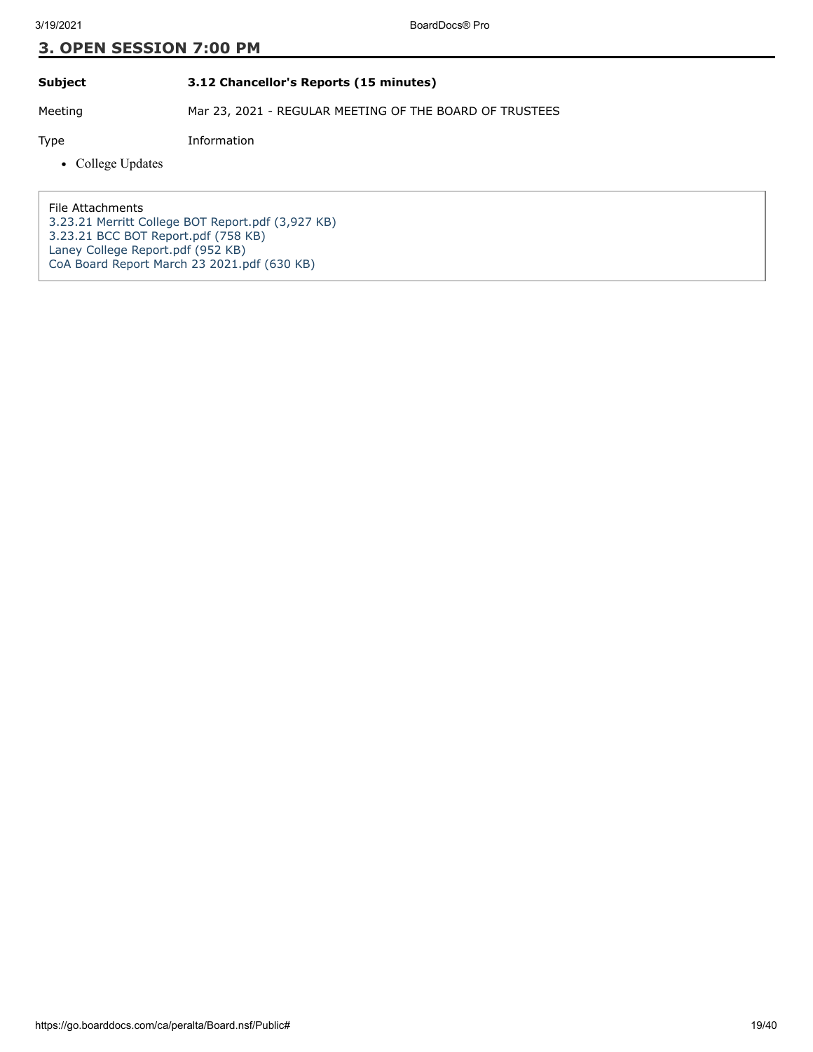## 3. OPEN SESSION 7:00 PM

| | |
|---|---|
| **Subject** | **3.12 Chancellor's Reports (15 minutes)** |
| Meeting | Mar 23, 2021 - REGULAR MEETING OF THE BOARD OF TRUSTEES |
| Type | Information |

- College Updates

File Attachments

3.23.21 Merritt College BOT Report.pdf (3,927 KB)
3.23.21 BCC BOT Report.pdf (758 KB)
Laney College Report.pdf (952 KB)
CoA Board Report March 23 2021.pdf (630 KB)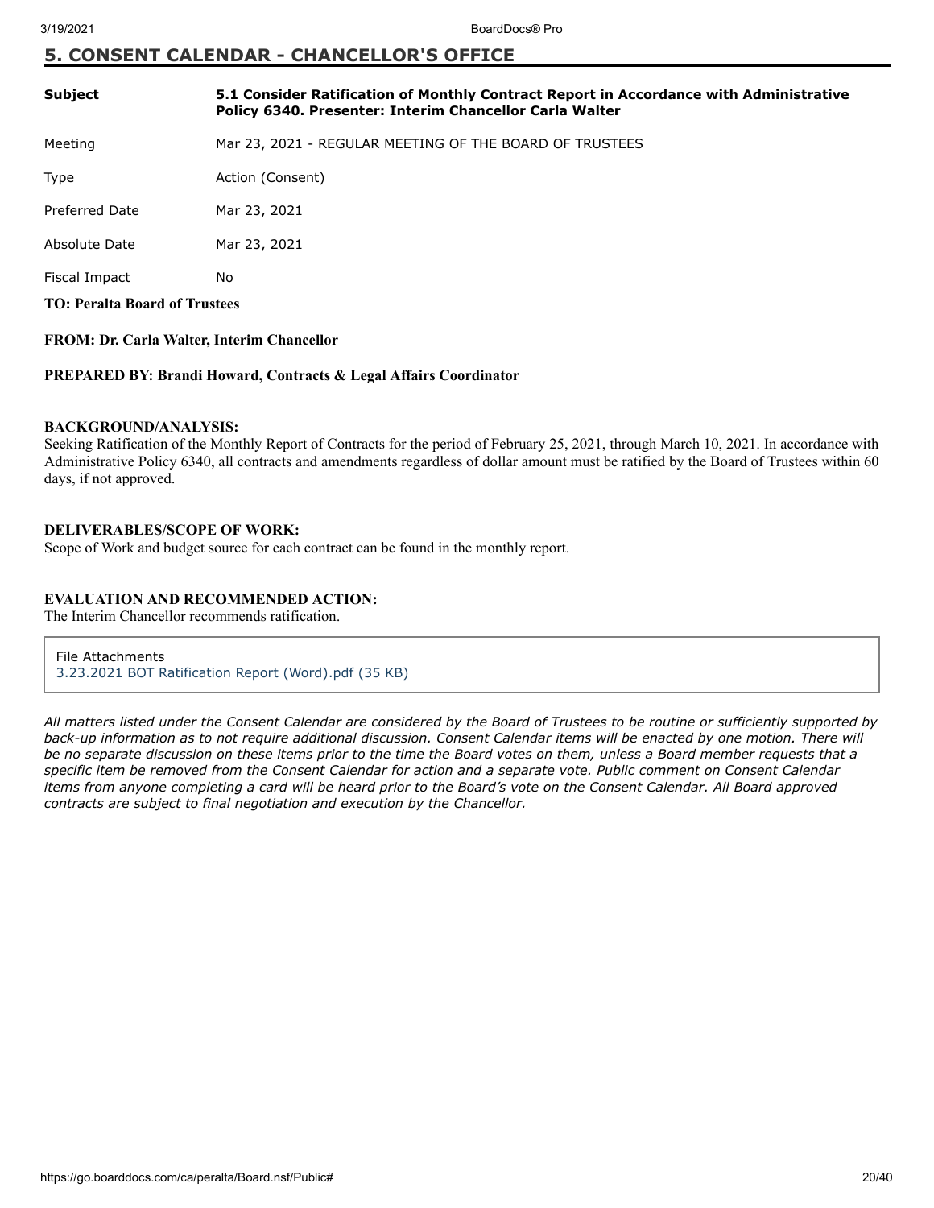## 5. CONSENT CALENDAR - CHANCELLOR'S OFFICE

| | |
|---|---|
| **Subject** | **5.1 Consider Ratification of Monthly Contract Report in Accordance with Administrative Policy 6340. Presenter: Interim Chancellor Carla Walter** |
| Meeting | Mar 23, 2021 - REGULAR MEETING OF THE BOARD OF TRUSTEES |
| Type | Action (Consent) |
| Preferred Date | Mar 23, 2021 |
| Absolute Date | Mar 23, 2021 |
| Fiscal Impact | No |

**TO: Peralta Board of Trustees**

**FROM: Dr. Carla Walter, Interim Chancellor**

**PREPARED BY: Brandi Howard, Contracts & Legal Affairs Coordinator**

**BACKGROUND/ANALYSIS:**

Seeking Ratification of the Monthly Report of Contracts for the period of February 25, 2021, through March 10, 2021. In accordance with Administrative Policy 6340, all contracts and amendments regardless of dollar amount must be ratified by the Board of Trustees within 60 days, if not approved.

**DELIVERABLES/SCOPE OF WORK:**

Scope of Work and budget source for each contract can be found in the monthly report.

**EVALUATION AND RECOMMENDED ACTION:**

The Interim Chancellor recommends ratification.

File Attachments
3.23.2021 BOT Ratification Report (Word).pdf (35 KB)

*All matters listed under the Consent Calendar are considered by the Board of Trustees to be routine or sufficiently supported by back-up information as to not require additional discussion. Consent Calendar items will be enacted by one motion. There will be no separate discussion on these items prior to the time the Board votes on them, unless a Board member requests that a specific item be removed from the Consent Calendar for action and a separate vote. Public comment on Consent Calendar items from anyone completing a card will be heard prior to the Board's vote on the Consent Calendar. All Board approved contracts are subject to final negotiation and execution by the Chancellor.*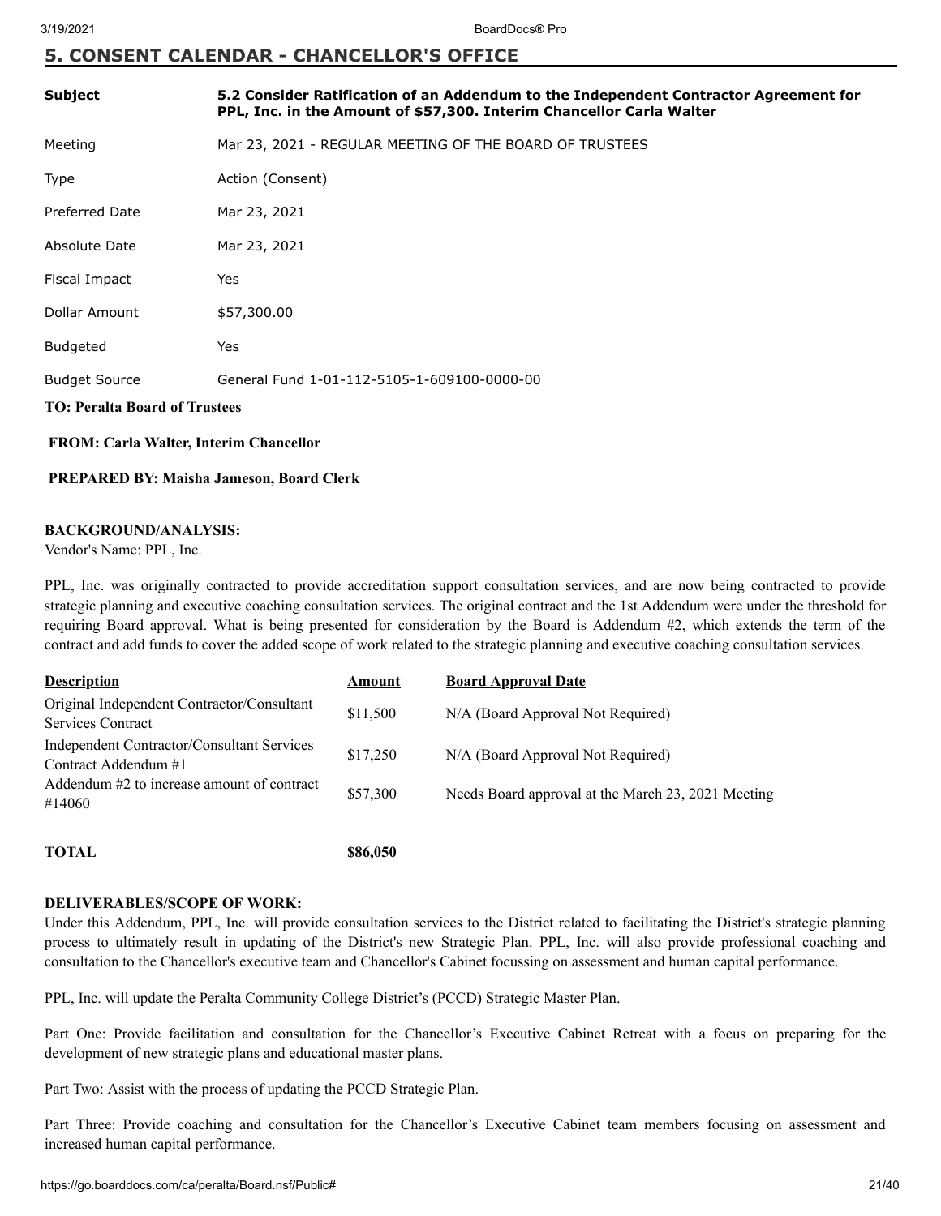## 5. CONSENT CALENDAR - CHANCELLOR'S OFFICE

| | |
|---|---|
| **Subject** | **5.2 Consider Ratification of an Addendum to the Independent Contractor Agreement for PPL, Inc. in the Amount of $57,300. Interim Chancellor Carla Walter** |
| Meeting | Mar 23, 2021 - REGULAR MEETING OF THE BOARD OF TRUSTEES |
| Type | Action (Consent) |
| Preferred Date | Mar 23, 2021 |
| Absolute Date | Mar 23, 2021 |
| Fiscal Impact | Yes |
| Dollar Amount | $57,300.00 |
| Budgeted | Yes |
| Budget Source | General Fund 1-01-112-5105-1-609100-0000-00 |

**TO: Peralta Board of Trustees**

**FROM: Carla Walter, Interim Chancellor**

**PREPARED BY: Maisha Jameson, Board Clerk**

**BACKGROUND/ANALYSIS:**

Vendor's Name: PPL, Inc.

PPL, Inc. was originally contracted to provide accreditation support consultation services, and are now being contracted to provide strategic planning and executive coaching consultation services. The original contract and the 1st Addendum were under the threshold for requiring Board approval. What is being presented for consideration by the Board is Addendum #2, which extends the term of the contract and add funds to cover the added scope of work related to the strategic planning and executive coaching consultation services.

| Description | Amount | Board Approval Date |
|---|---|---|
| Original Independent Contractor/Consultant Services Contract | $11,500 | N/A (Board Approval Not Required) |
| Independent Contractor/Consultant Services Contract Addendum #1 | $17,250 | N/A (Board Approval Not Required) |
| Addendum #2 to increase amount of contract #14060 | $57,300 | Needs Board approval at the March 23, 2021 Meeting |
| **TOTAL** | **$86,050** | |

**DELIVERABLES/SCOPE OF WORK:**

Under this Addendum, PPL, Inc. will provide consultation services to the District related to facilitating the District's strategic planning process to ultimately result in updating of the District's new Strategic Plan. PPL, Inc. will also provide professional coaching and consultation to the Chancellor's executive team and Chancellor's Cabinet focussing on assessment and human capital performance.

PPL, Inc. will update the Peralta Community College District's (PCCD) Strategic Master Plan.

Part One: Provide facilitation and consultation for the Chancellor's Executive Cabinet Retreat with a focus on preparing for the development of new strategic plans and educational master plans.

Part Two: Assist with the process of updating the PCCD Strategic Plan.

Part Three: Provide coaching and consultation for the Chancellor's Executive Cabinet team members focusing on assessment and increased human capital performance.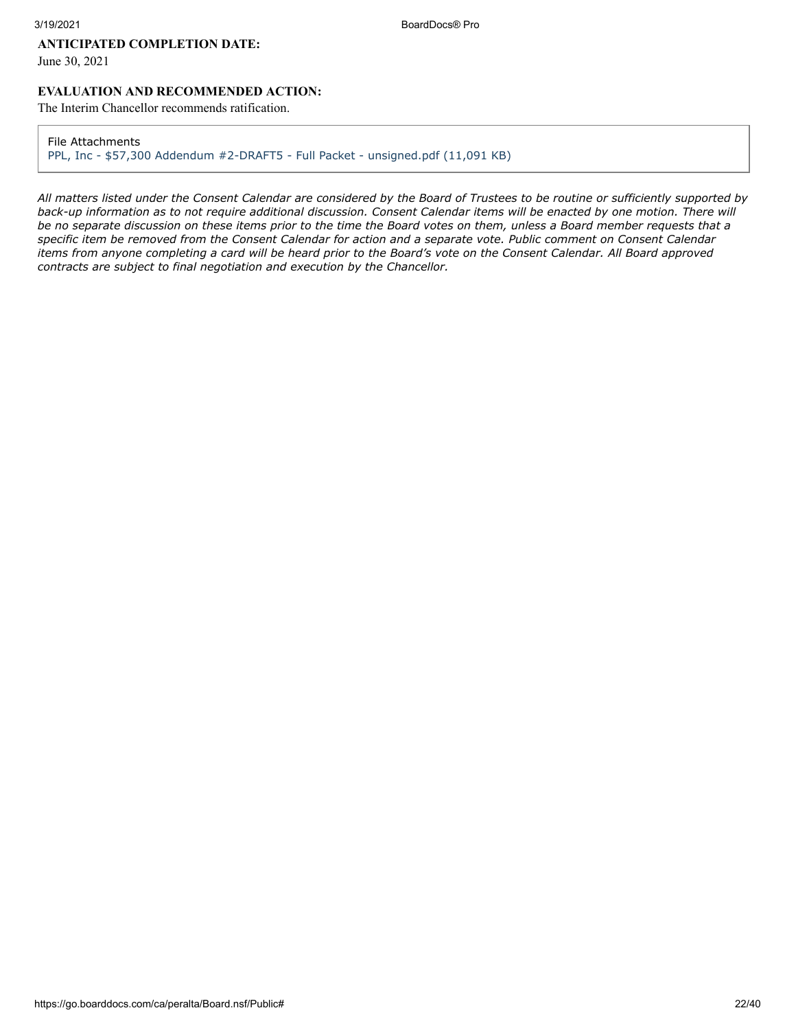**ANTICIPATED COMPLETION DATE:**

June 30, 2021

**EVALUATION AND RECOMMENDED ACTION:**

The Interim Chancellor recommends ratification.

File Attachments

PPL, Inc - $57,300 Addendum #2-DRAFT5 - Full Packet - unsigned.pdf (11,091 KB)

*All matters listed under the Consent Calendar are considered by the Board of Trustees to be routine or sufficiently supported by back-up information as to not require additional discussion. Consent Calendar items will be enacted by one motion. There will be no separate discussion on these items prior to the time the Board votes on them, unless a Board member requests that a specific item be removed from the Consent Calendar for action and a separate vote. Public comment on Consent Calendar items from anyone completing a card will be heard prior to the Board's vote on the Consent Calendar. All Board approved contracts are subject to final negotiation and execution by the Chancellor.*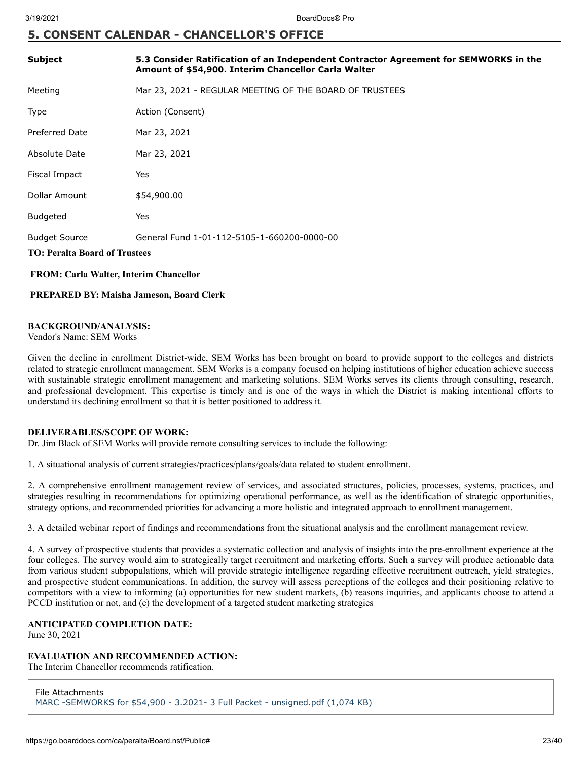## 5. CONSENT CALENDAR - CHANCELLOR'S OFFICE

| | |
|---|---|
| **Subject** | **5.3 Consider Ratification of an Independent Contractor Agreement for SEMWORKS in the Amount of $54,900. Interim Chancellor Carla Walter** |
| Meeting | Mar 23, 2021 - REGULAR MEETING OF THE BOARD OF TRUSTEES |
| Type | Action (Consent) |
| Preferred Date | Mar 23, 2021 |
| Absolute Date | Mar 23, 2021 |
| Fiscal Impact | Yes |
| Dollar Amount | $54,900.00 |
| Budgeted | Yes |
| Budget Source | General Fund 1-01-112-5105-1-660200-0000-00 |

**TO: Peralta Board of Trustees**

**FROM: Carla Walter, Interim Chancellor**

**PREPARED BY: Maisha Jameson, Board Clerk**

**BACKGROUND/ANALYSIS:**
Vendor's Name: SEM Works

Given the decline in enrollment District-wide, SEM Works has been brought on board to provide support to the colleges and districts related to strategic enrollment management. SEM Works is a company focused on helping institutions of higher education achieve success with sustainable strategic enrollment management and marketing solutions. SEM Works serves its clients through consulting, research, and professional development. This expertise is timely and is one of the ways in which the District is making intentional efforts to understand its declining enrollment so that it is better positioned to address it.

**DELIVERABLES/SCOPE OF WORK:**
Dr. Jim Black of SEM Works will provide remote consulting services to include the following:

1. A situational analysis of current strategies/practices/plans/goals/data related to student enrollment.

2. A comprehensive enrollment management review of services, and associated structures, policies, processes, systems, practices, and strategies resulting in recommendations for optimizing operational performance, as well as the identification of strategic opportunities, strategy options, and recommended priorities for advancing a more holistic and integrated approach to enrollment management.

3. A detailed webinar report of findings and recommendations from the situational analysis and the enrollment management review.

4. A survey of prospective students that provides a systematic collection and analysis of insights into the pre-enrollment experience at the four colleges. The survey would aim to strategically target recruitment and marketing efforts. Such a survey will produce actionable data from various student subpopulations, which will provide strategic intelligence regarding effective recruitment outreach, yield strategies, and prospective student communications. In addition, the survey will assess perceptions of the colleges and their positioning relative to competitors with a view to informing (a) opportunities for new student markets, (b) reasons inquiries, and applicants choose to attend a PCCD institution or not, and (c) the development of a targeted student marketing strategies

**ANTICIPATED COMPLETION DATE:**
June 30, 2021

**EVALUATION AND RECOMMENDED ACTION:**
The Interim Chancellor recommends ratification.

File Attachments
MARC -SEMWORKS for $54,900 - 3.2021- 3 Full Packet - unsigned.pdf (1,074 KB)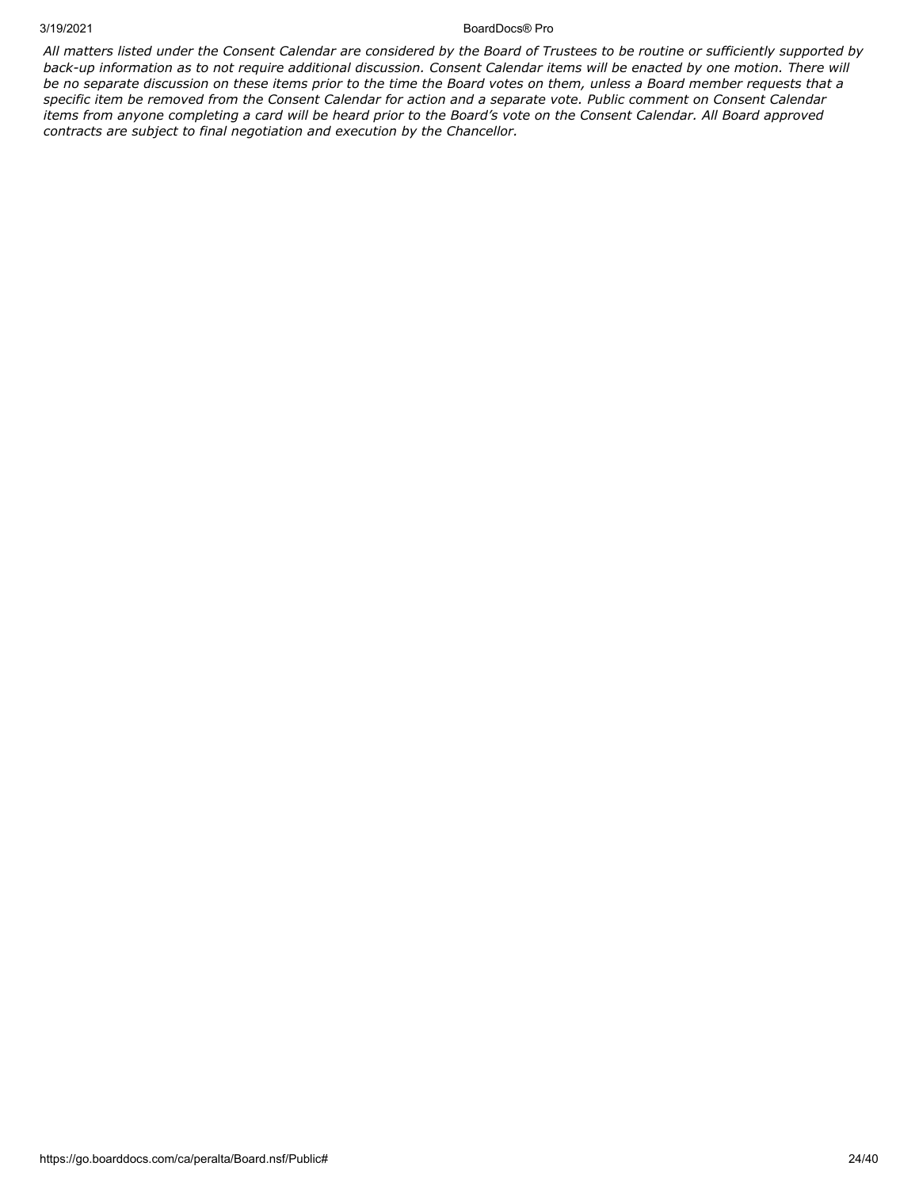*All matters listed under the Consent Calendar are considered by the Board of Trustees to be routine or sufficiently supported by back-up information as to not require additional discussion. Consent Calendar items will be enacted by one motion. There will be no separate discussion on these items prior to the time the Board votes on them, unless a Board member requests that a specific item be removed from the Consent Calendar for action and a separate vote. Public comment on Consent Calendar items from anyone completing a card will be heard prior to the Board's vote on the Consent Calendar. All Board approved contracts are subject to final negotiation and execution by the Chancellor.*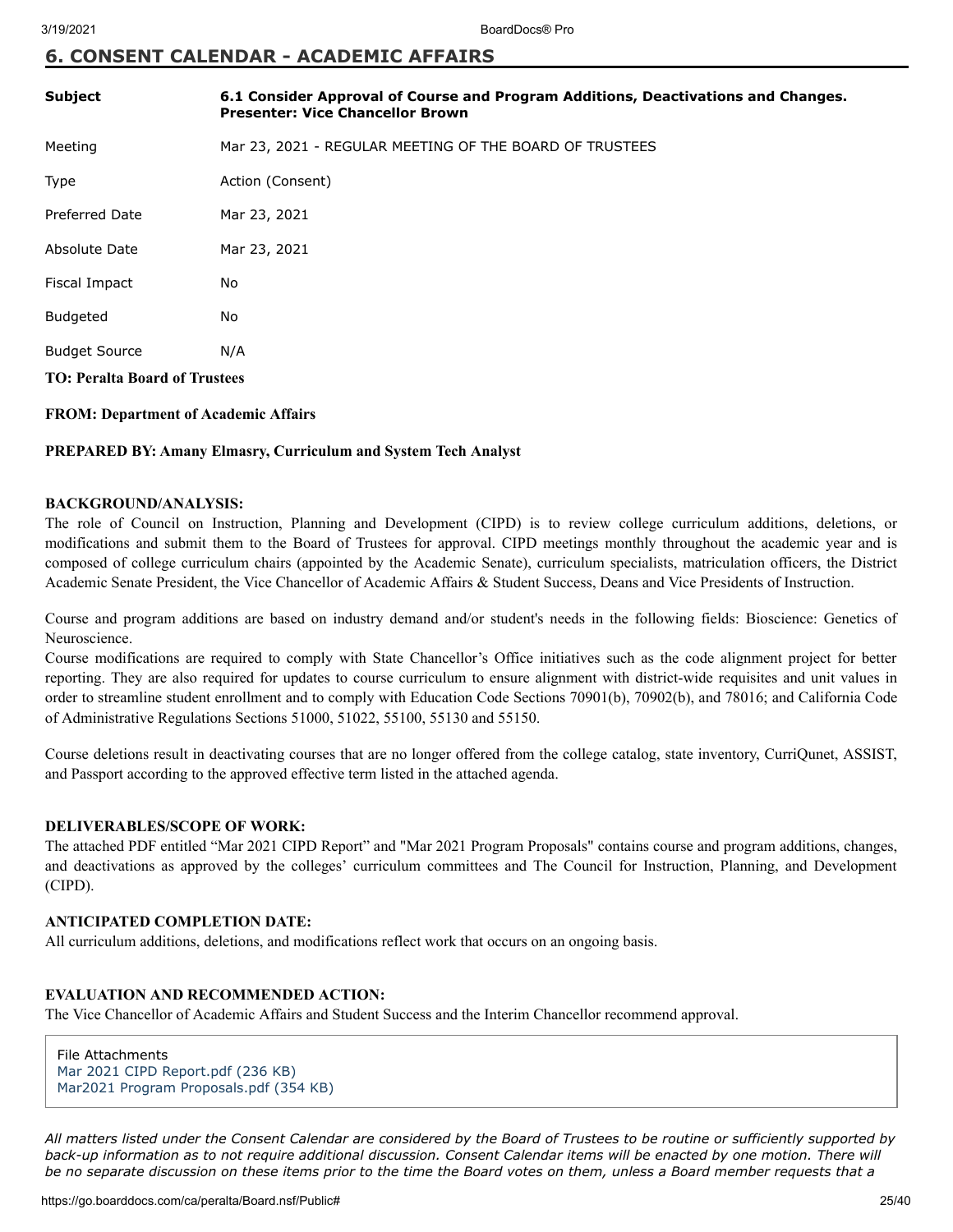## 6. CONSENT CALENDAR - ACADEMIC AFFAIRS

| | |
|---|---|
| **Subject** | **6.1 Consider Approval of Course and Program Additions, Deactivations and Changes. Presenter: Vice Chancellor Brown** |
| Meeting | Mar 23, 2021 - REGULAR MEETING OF THE BOARD OF TRUSTEES |
| Type | Action (Consent) |
| Preferred Date | Mar 23, 2021 |
| Absolute Date | Mar 23, 2021 |
| Fiscal Impact | No |
| Budgeted | No |
| Budget Source | N/A |

**TO: Peralta Board of Trustees**

**FROM: Department of Academic Affairs**

**PREPARED BY: Amany Elmasry, Curriculum and System Tech Analyst**

**BACKGROUND/ANALYSIS:**

The role of Council on Instruction, Planning and Development (CIPD) is to review college curriculum additions, deletions, or modifications and submit them to the Board of Trustees for approval. CIPD meetings monthly throughout the academic year and is composed of college curriculum chairs (appointed by the Academic Senate), curriculum specialists, matriculation officers, the District Academic Senate President, the Vice Chancellor of Academic Affairs & Student Success, Deans and Vice Presidents of Instruction.

Course and program additions are based on industry demand and/or student's needs in the following fields: Bioscience: Genetics of Neuroscience.

Course modifications are required to comply with State Chancellor's Office initiatives such as the code alignment project for better reporting. They are also required for updates to course curriculum to ensure alignment with district-wide requisites and unit values in order to streamline student enrollment and to comply with Education Code Sections 70901(b), 70902(b), and 78016; and California Code of Administrative Regulations Sections 51000, 51022, 55100, 55130 and 55150.

Course deletions result in deactivating courses that are no longer offered from the college catalog, state inventory, CurriQunet, ASSIST, and Passport according to the approved effective term listed in the attached agenda.

**DELIVERABLES/SCOPE OF WORK:**

The attached PDF entitled "Mar 2021 CIPD Report" and "Mar 2021 Program Proposals" contains course and program additions, changes, and deactivations as approved by the colleges' curriculum committees and The Council for Instruction, Planning, and Development (CIPD).

**ANTICIPATED COMPLETION DATE:**

All curriculum additions, deletions, and modifications reflect work that occurs on an ongoing basis.

**EVALUATION AND RECOMMENDED ACTION:**

The Vice Chancellor of Academic Affairs and Student Success and the Interim Chancellor recommend approval.

File Attachments
Mar 2021 CIPD Report.pdf (236 KB)
Mar2021 Program Proposals.pdf (354 KB)

*All matters listed under the Consent Calendar are considered by the Board of Trustees to be routine or sufficiently supported by back-up information as to not require additional discussion. Consent Calendar items will be enacted by one motion. There will be no separate discussion on these items prior to the time the Board votes on them, unless a Board member requests that a*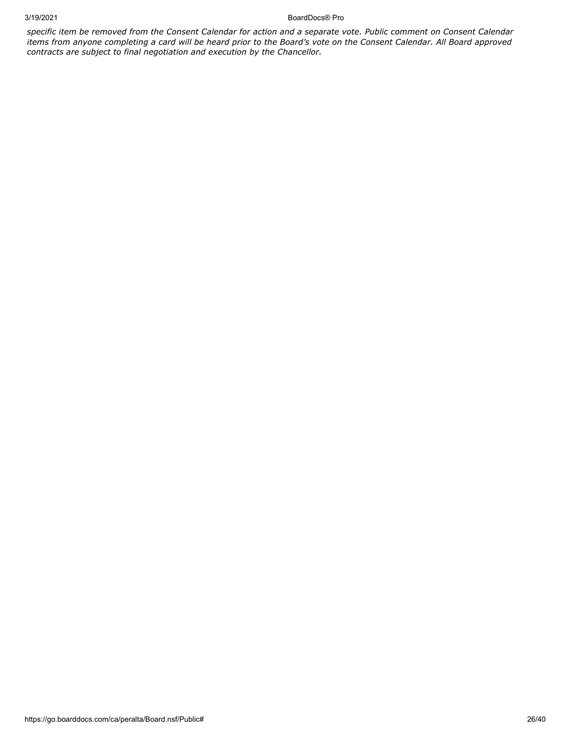*specific item be removed from the Consent Calendar for action and a separate vote. Public comment on Consent Calendar items from anyone completing a card will be heard prior to the Board's vote on the Consent Calendar. All Board approved contracts are subject to final negotiation and execution by the Chancellor.*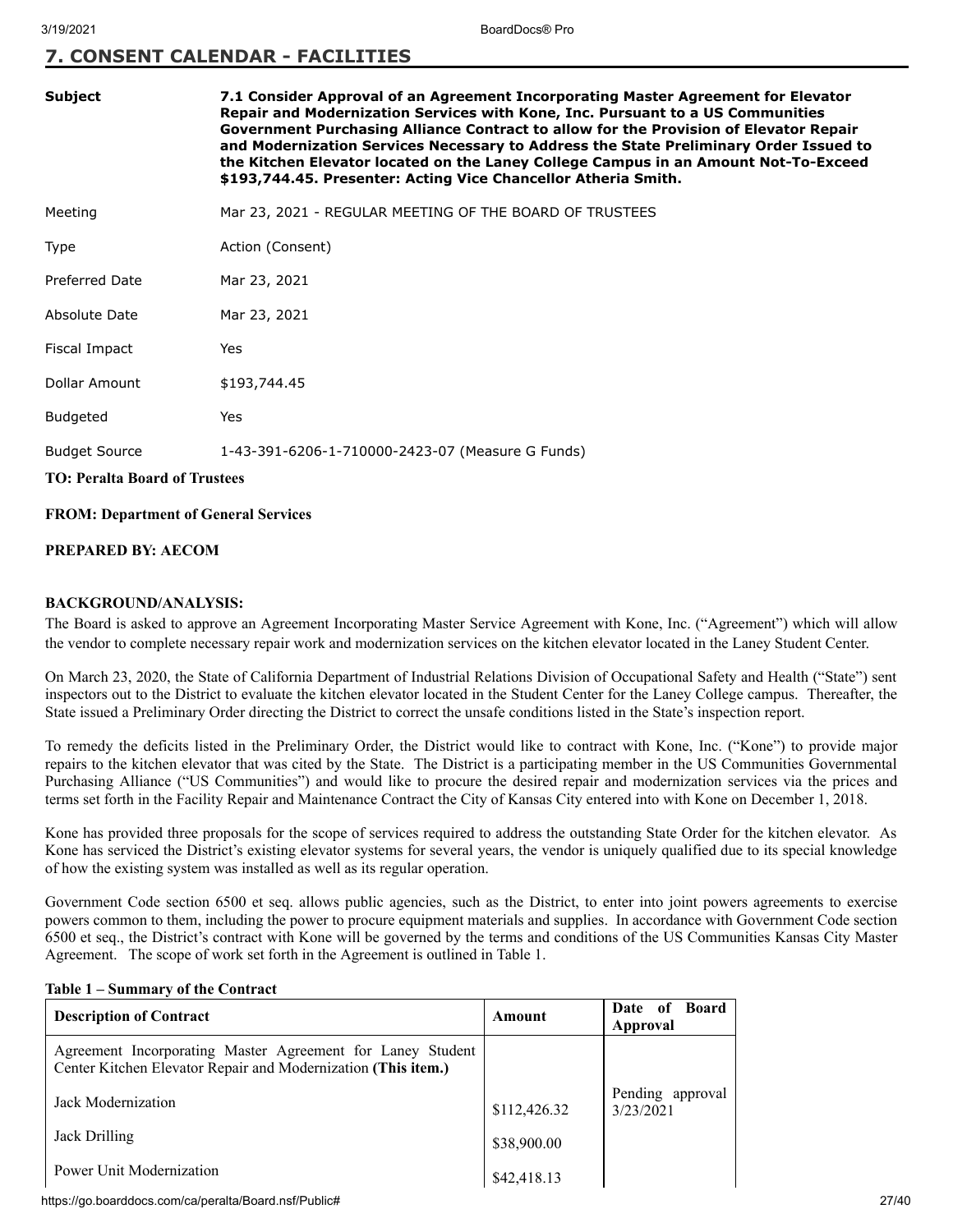## 7. CONSENT CALENDAR - FACILITIES

| | |
|---|---|
| **Subject** | **7.1 Consider Approval of an Agreement Incorporating Master Agreement for Elevator Repair and Modernization Services with Kone, Inc. Pursuant to a US Communities Government Purchasing Alliance Contract to allow for the Provision of Elevator Repair and Modernization Services Necessary to Address the State Preliminary Order Issued to the Kitchen Elevator located on the Laney College Campus in an Amount Not-To-Exceed $193,744.45. Presenter: Acting Vice Chancellor Atheria Smith.** |
| Meeting | Mar 23, 2021 - REGULAR MEETING OF THE BOARD OF TRUSTEES |
| Type | Action (Consent) |
| Preferred Date | Mar 23, 2021 |
| Absolute Date | Mar 23, 2021 |
| Fiscal Impact | Yes |
| Dollar Amount | $193,744.45 |
| Budgeted | Yes |
| Budget Source | 1-43-391-6206-1-710000-2423-07 (Measure G Funds) |

**TO: Peralta Board of Trustees**

**FROM: Department of General Services**

**PREPARED BY: AECOM**

**BACKGROUND/ANALYSIS:**

The Board is asked to approve an Agreement Incorporating Master Service Agreement with Kone, Inc. ("Agreement") which will allow the vendor to complete necessary repair work and modernization services on the kitchen elevator located in the Laney Student Center.

On March 23, 2020, the State of California Department of Industrial Relations Division of Occupational Safety and Health ("State") sent inspectors out to the District to evaluate the kitchen elevator located in the Student Center for the Laney College campus. Thereafter, the State issued a Preliminary Order directing the District to correct the unsafe conditions listed in the State's inspection report.

To remedy the deficits listed in the Preliminary Order, the District would like to contract with Kone, Inc. ("Kone") to provide major repairs to the kitchen elevator that was cited by the State. The District is a participating member in the US Communities Governmental Purchasing Alliance ("US Communities") and would like to procure the desired repair and modernization services via the prices and terms set forth in the Facility Repair and Maintenance Contract the City of Kansas City entered into with Kone on December 1, 2018.

Kone has provided three proposals for the scope of services required to address the outstanding State Order for the kitchen elevator. As Kone has serviced the District's existing elevator systems for several years, the vendor is uniquely qualified due to its special knowledge of how the existing system was installed as well as its regular operation.

Government Code section 6500 et seq. allows public agencies, such as the District, to enter into joint powers agreements to exercise powers common to them, including the power to procure equipment materials and supplies. In accordance with Government Code section 6500 et seq., the District's contract with Kone will be governed by the terms and conditions of the US Communities Kansas City Master Agreement. The scope of work set forth in the Agreement is outlined in Table 1.

**Table 1 – Summary of the Contract**

| Description of Contract | Amount | Date of Board Approval |
|---|---|---|
| Agreement Incorporating Master Agreement for Laney Student Center Kitchen Elevator Repair and Modernization **(This item.)** | | |
| Jack Modernization | $112,426.32 | Pending approval 3/23/2021 |
| Jack Drilling | $38,900.00 | |
| Power Unit Modernization | $42,418.13 | |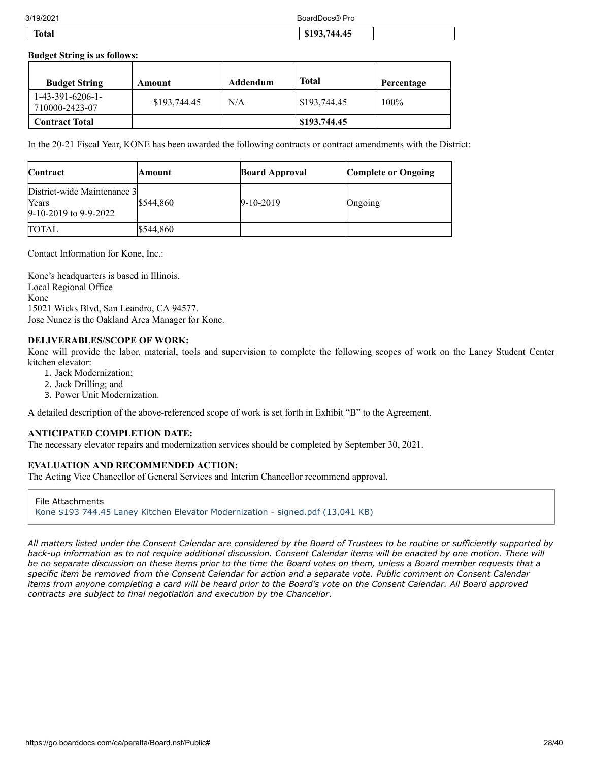| **Total** | **$193,744.45** | |
|---|---|---|

**Budget String is as follows:**

| Budget String | Amount | Addendum | Total | Percentage |
|---|---|---|---|---|
| 1-43-391-6206-1-710000-2423-07 | $193,744.45 | N/A | $193,744.45 | 100% |
| **Contract Total** | | | **$193,744.45** | |

In the 20-21 Fiscal Year, KONE has been awarded the following contracts or contract amendments with the District:

| Contract | Amount | Board Approval | Complete or Ongoing |
|---|---|---|---|
| District-wide Maintenance 3 Years 9-10-2019 to 9-9-2022 | $544,860 | 9-10-2019 | Ongoing |
| TOTAL | $544,860 | | |

Contact Information for Kone, Inc.:

Kone's headquarters is based in Illinois.
Local Regional Office
Kone
15021 Wicks Blvd, San Leandro, CA 94577.
Jose Nunez is the Oakland Area Manager for Kone.

**DELIVERABLES/SCOPE OF WORK:**
Kone will provide the labor, material, tools and supervision to complete the following scopes of work on the Laney Student Center kitchen elevator:

1. Jack Modernization;
2. Jack Drilling; and
3. Power Unit Modernization.

A detailed description of the above-referenced scope of work is set forth in Exhibit "B" to the Agreement.

**ANTICIPATED COMPLETION DATE:**
The necessary elevator repairs and modernization services should be completed by September 30, 2021.

**EVALUATION AND RECOMMENDED ACTION:**
The Acting Vice Chancellor of General Services and Interim Chancellor recommend approval.

File Attachments
Kone $193 744.45 Laney Kitchen Elevator Modernization - signed.pdf (13,041 KB)

*All matters listed under the Consent Calendar are considered by the Board of Trustees to be routine or sufficiently supported by back-up information as to not require additional discussion. Consent Calendar items will be enacted by one motion. There will be no separate discussion on these items prior to the time the Board votes on them, unless a Board member requests that a specific item be removed from the Consent Calendar for action and a separate vote. Public comment on Consent Calendar items from anyone completing a card will be heard prior to the Board's vote on the Consent Calendar. All Board approved contracts are subject to final negotiation and execution by the Chancellor.*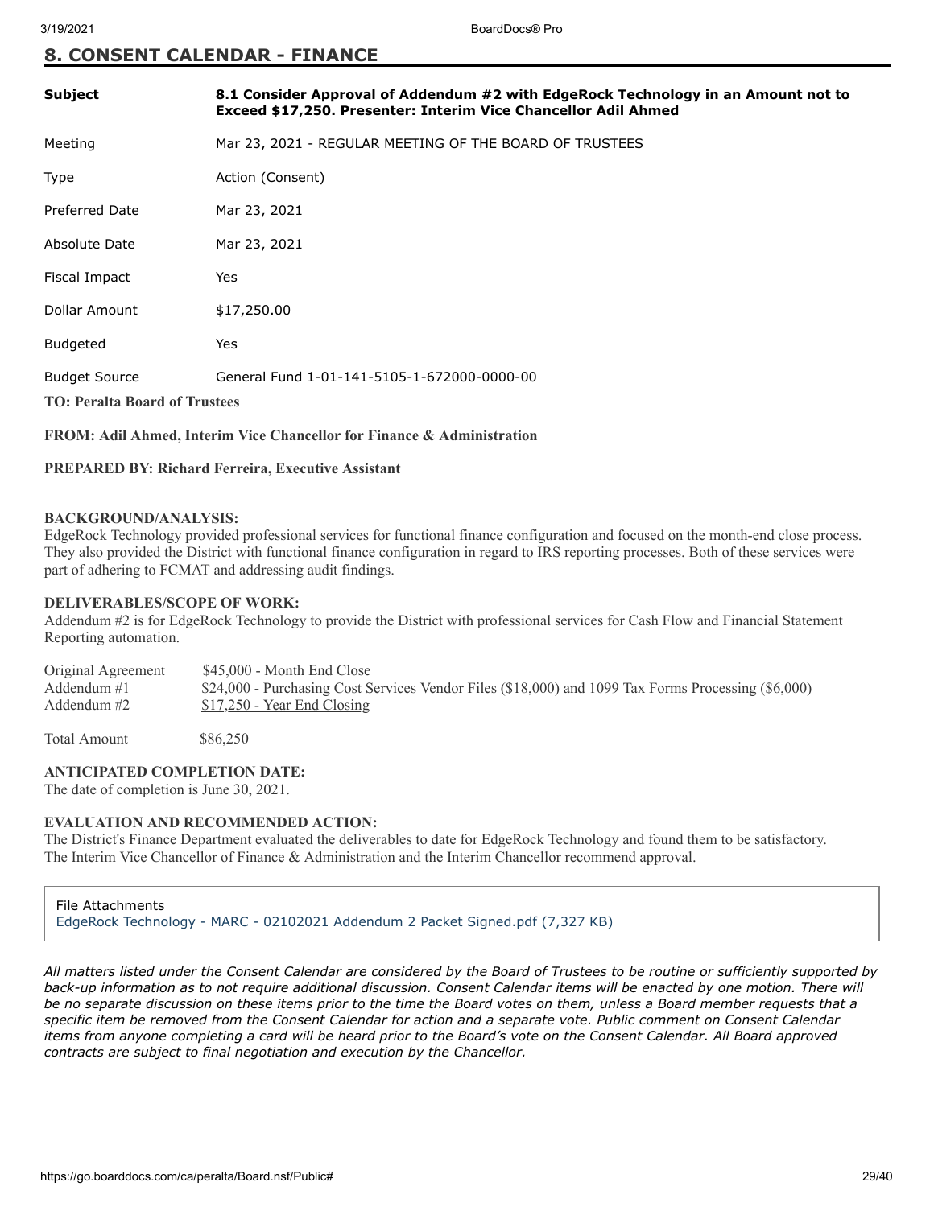## 8. CONSENT CALENDAR - FINANCE

| | |
|---|---|
| **Subject** | **8.1 Consider Approval of Addendum #2 with EdgeRock Technology in an Amount not to Exceed $17,250. Presenter: Interim Vice Chancellor Adil Ahmed** |
| Meeting | Mar 23, 2021 - REGULAR MEETING OF THE BOARD OF TRUSTEES |
| Type | Action (Consent) |
| Preferred Date | Mar 23, 2021 |
| Absolute Date | Mar 23, 2021 |
| Fiscal Impact | Yes |
| Dollar Amount | $17,250.00 |
| Budgeted | Yes |
| Budget Source | General Fund 1-01-141-5105-1-672000-0000-00 |

**TO: Peralta Board of Trustees**

**FROM: Adil Ahmed, Interim Vice Chancellor for Finance & Administration**

**PREPARED BY: Richard Ferreira, Executive Assistant**

**BACKGROUND/ANALYSIS:**
EdgeRock Technology provided professional services for functional finance configuration and focused on the month-end close process. They also provided the District with functional finance configuration in regard to IRS reporting processes. Both of these services were part of adhering to FCMAT and addressing audit findings.

**DELIVERABLES/SCOPE OF WORK:**
Addendum #2 is for EdgeRock Technology to provide the District with professional services for Cash Flow and Financial Statement Reporting automation.

| | |
|---|---|
| Original Agreement | $45,000 - Month End Close |
| Addendum #1 | $24,000 - Purchasing Cost Services Vendor Files ($18,000) and 1099 Tax Forms Processing ($6,000) |
| Addendum #2 | <u>$17,250 - Year End Closing</u> |
| Total Amount | $86,250 |

**ANTICIPATED COMPLETION DATE:**
The date of completion is June 30, 2021.

**EVALUATION AND RECOMMENDED ACTION:**
The District's Finance Department evaluated the deliverables to date for EdgeRock Technology and found them to be satisfactory. The Interim Vice Chancellor of Finance & Administration and the Interim Chancellor recommend approval.

File Attachments
EdgeRock Technology - MARC - 02102021 Addendum 2 Packet Signed.pdf (7,327 KB)

*All matters listed under the Consent Calendar are considered by the Board of Trustees to be routine or sufficiently supported by back-up information as to not require additional discussion. Consent Calendar items will be enacted by one motion. There will be no separate discussion on these items prior to the time the Board votes on them, unless a Board member requests that a specific item be removed from the Consent Calendar for action and a separate vote. Public comment on Consent Calendar items from anyone completing a card will be heard prior to the Board's vote on the Consent Calendar. All Board approved contracts are subject to final negotiation and execution by the Chancellor.*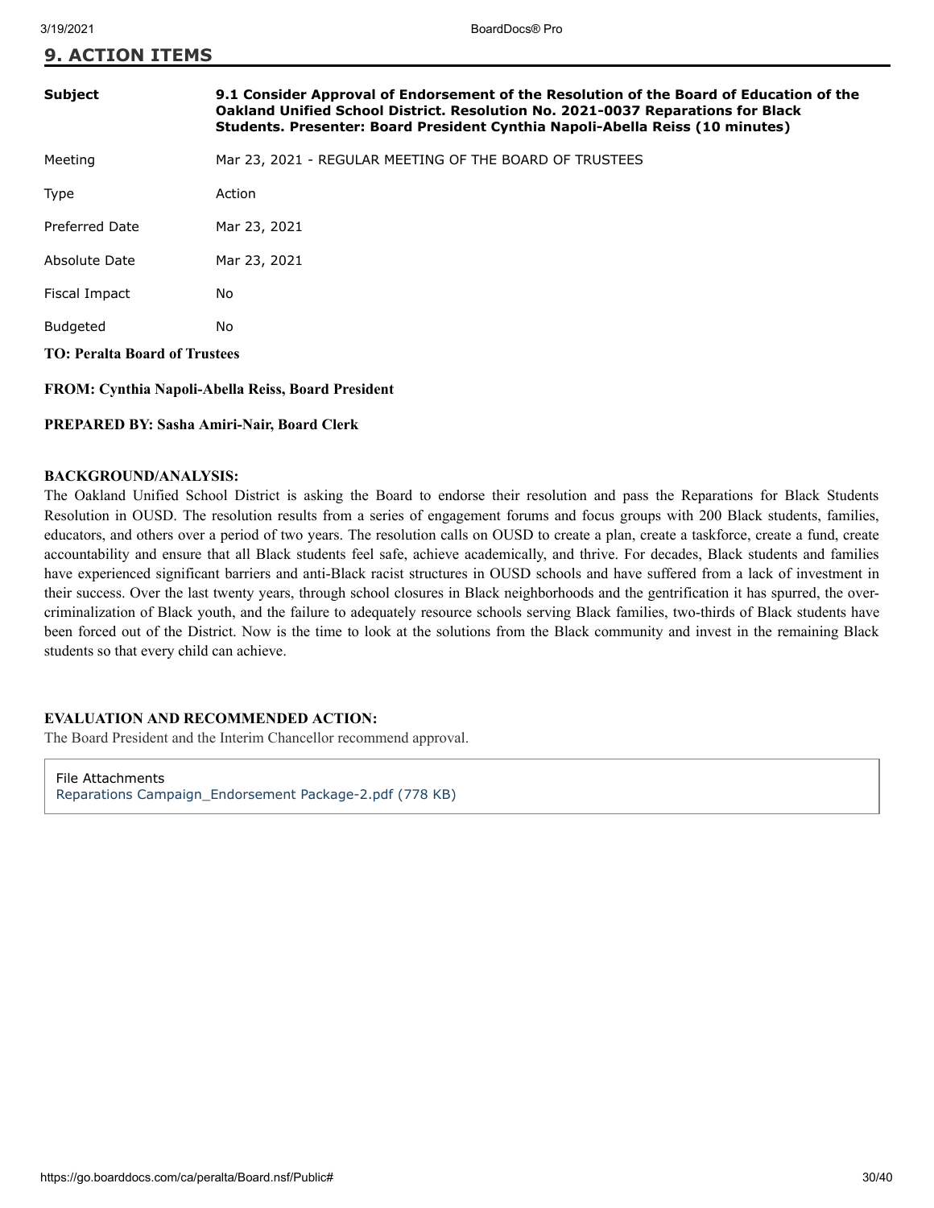## 9. ACTION ITEMS

| | |
|---|---|
| **Subject** | **9.1 Consider Approval of Endorsement of the Resolution of the Board of Education of the Oakland Unified School District. Resolution No. 2021-0037 Reparations for Black Students. Presenter: Board President Cynthia Napoli-Abella Reiss (10 minutes)** |
| Meeting | Mar 23, 2021 - REGULAR MEETING OF THE BOARD OF TRUSTEES |
| Type | Action |
| Preferred Date | Mar 23, 2021 |
| Absolute Date | Mar 23, 2021 |
| Fiscal Impact | No |
| Budgeted | No |

**TO: Peralta Board of Trustees**

**FROM: Cynthia Napoli-Abella Reiss, Board President**

**PREPARED BY: Sasha Amiri-Nair, Board Clerk**

**BACKGROUND/ANALYSIS:**

The Oakland Unified School District is asking the Board to endorse their resolution and pass the Reparations for Black Students Resolution in OUSD. The resolution results from a series of engagement forums and focus groups with 200 Black students, families, educators, and others over a period of two years. The resolution calls on OUSD to create a plan, create a taskforce, create a fund, create accountability and ensure that all Black students feel safe, achieve academically, and thrive. For decades, Black students and families have experienced significant barriers and anti-Black racist structures in OUSD schools and have suffered from a lack of investment in their success. Over the last twenty years, through school closures in Black neighborhoods and the gentrification it has spurred, the over-criminalization of Black youth, and the failure to adequately resource schools serving Black families, two-thirds of Black students have been forced out of the District. Now is the time to look at the solutions from the Black community and invest in the remaining Black students so that every child can achieve.

**EVALUATION AND RECOMMENDED ACTION:**

The Board President and the Interim Chancellor recommend approval.

File Attachments
Reparations Campaign_Endorsement Package-2.pdf (778 KB)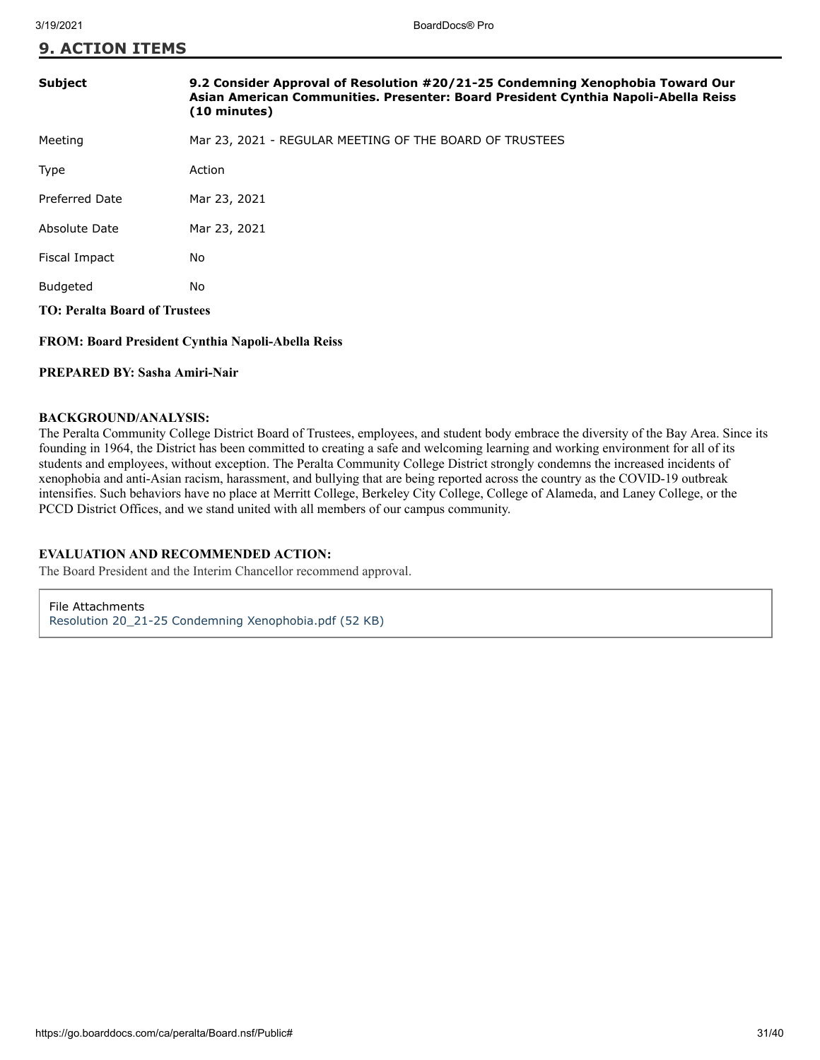## 9. ACTION ITEMS

| | |
|---|---|
| **Subject** | **9.2 Consider Approval of Resolution #20/21-25 Condemning Xenophobia Toward Our Asian American Communities. Presenter: Board President Cynthia Napoli-Abella Reiss (10 minutes)** |
| Meeting | Mar 23, 2021 - REGULAR MEETING OF THE BOARD OF TRUSTEES |
| Type | Action |
| Preferred Date | Mar 23, 2021 |
| Absolute Date | Mar 23, 2021 |
| Fiscal Impact | No |
| Budgeted | No |

**TO: Peralta Board of Trustees**

**FROM: Board President Cynthia Napoli-Abella Reiss**

**PREPARED BY: Sasha Amiri-Nair**

**BACKGROUND/ANALYSIS:**

The Peralta Community College District Board of Trustees, employees, and student body embrace the diversity of the Bay Area. Since its founding in 1964, the District has been committed to creating a safe and welcoming learning and working environment for all of its students and employees, without exception. The Peralta Community College District strongly condemns the increased incidents of xenophobia and anti-Asian racism, harassment, and bullying that are being reported across the country as the COVID-19 outbreak intensifies. Such behaviors have no place at Merritt College, Berkeley City College, College of Alameda, and Laney College, or the PCCD District Offices, and we stand united with all members of our campus community.

**EVALUATION AND RECOMMENDED ACTION:**

The Board President and the Interim Chancellor recommend approval.

File Attachments
Resolution 20_21-25 Condemning Xenophobia.pdf (52 KB)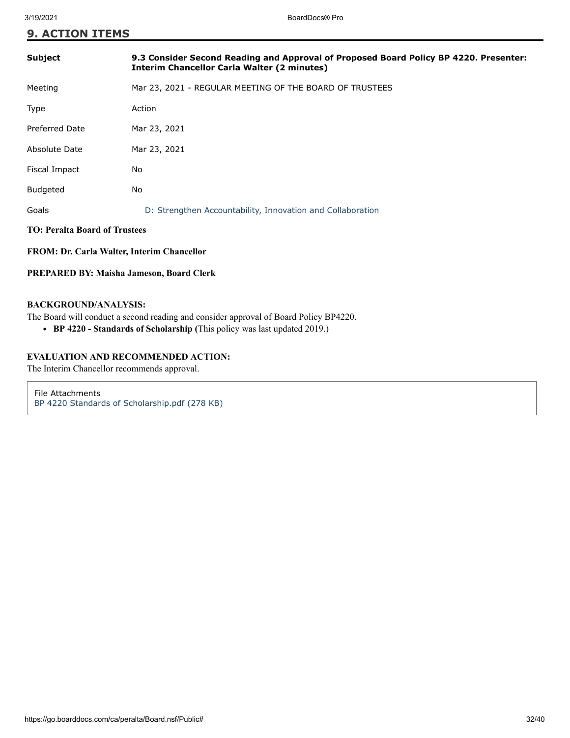## 9. ACTION ITEMS

| | |
|---|---|
| **Subject** | **9.3 Consider Second Reading and Approval of Proposed Board Policy BP 4220. Presenter: Interim Chancellor Carla Walter (2 minutes)** |
| Meeting | Mar 23, 2021 - REGULAR MEETING OF THE BOARD OF TRUSTEES |
| Type | Action |
| Preferred Date | Mar 23, 2021 |
| Absolute Date | Mar 23, 2021 |
| Fiscal Impact | No |
| Budgeted | No |
| Goals | D: Strengthen Accountability, Innovation and Collaboration |

**TO: Peralta Board of Trustees**

**FROM: Dr. Carla Walter, Interim Chancellor**

**PREPARED BY: Maisha Jameson, Board Clerk**

**BACKGROUND/ANALYSIS:**

The Board will conduct a second reading and consider approval of Board Policy BP4220.

- **BP 4220 - Standards of Scholarship (**This policy was last updated 2019.)

**EVALUATION AND RECOMMENDED ACTION:**

The Interim Chancellor recommends approval.

File Attachments

BP 4220 Standards of Scholarship.pdf (278 KB)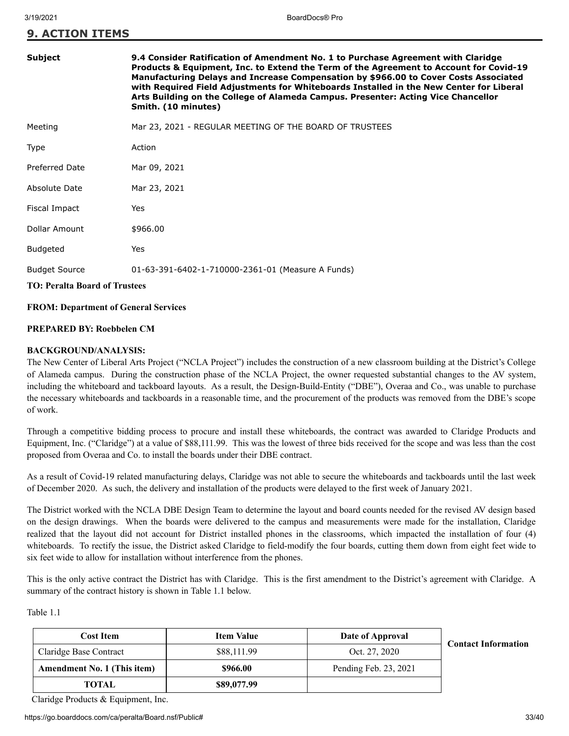## 9. ACTION ITEMS

| | |
|---|---|
| **Subject** | **9.4 Consider Ratification of Amendment No. 1 to Purchase Agreement with Claridge Products & Equipment, Inc. to Extend the Term of the Agreement to Account for Covid-19 Manufacturing Delays and Increase Compensation by $966.00 to Cover Costs Associated with Required Field Adjustments for Whiteboards Installed in the New Center for Liberal Arts Building on the College of Alameda Campus. Presenter: Acting Vice Chancellor Smith. (10 minutes)** |
| Meeting | Mar 23, 2021 - REGULAR MEETING OF THE BOARD OF TRUSTEES |
| Type | Action |
| Preferred Date | Mar 09, 2021 |
| Absolute Date | Mar 23, 2021 |
| Fiscal Impact | Yes |
| Dollar Amount | $966.00 |
| Budgeted | Yes |
| Budget Source | 01-63-391-6402-1-710000-2361-01 (Measure A Funds) |

**TO: Peralta Board of Trustees**

**FROM: Department of General Services**

**PREPARED BY: Roebbelen CM**

**BACKGROUND/ANALYSIS:**

The New Center of Liberal Arts Project ("NCLA Project") includes the construction of a new classroom building at the District's College of Alameda campus. During the construction phase of the NCLA Project, the owner requested substantial changes to the AV system, including the whiteboard and tackboard layouts. As a result, the Design-Build-Entity ("DBE"), Overaa and Co., was unable to purchase the necessary whiteboards and tackboards in a reasonable time, and the procurement of the products was removed from the DBE's scope of work.

Through a competitive bidding process to procure and install these whiteboards, the contract was awarded to Claridge Products and Equipment, Inc. ("Claridge") at a value of $88,111.99. This was the lowest of three bids received for the scope and was less than the cost proposed from Overaa and Co. to install the boards under their DBE contract.

As a result of Covid-19 related manufacturing delays, Claridge was not able to secure the whiteboards and tackboards until the last week of December 2020. As such, the delivery and installation of the products were delayed to the first week of January 2021.

The District worked with the NCLA DBE Design Team to determine the layout and board counts needed for the revised AV design based on the design drawings. When the boards were delivered to the campus and measurements were made for the installation, Claridge realized that the layout did not account for District installed phones in the classrooms, which impacted the installation of four (4) whiteboards. To rectify the issue, the District asked Claridge to field-modify the four boards, cutting them down from eight feet wide to six feet wide to allow for installation without interference from the phones.

This is the only active contract the District has with Claridge. This is the first amendment to the District's agreement with Claridge. A summary of the contract history is shown in Table 1.1 below.

Table 1.1

| Cost Item | Item Value | Date of Approval |
|---|---|---|
| Claridge Base Contract | $88,111.99 | Oct. 27, 2020 |
| **Amendment No. 1 (This item)** | **$966.00** | Pending Feb. 23, 2021 |
| **TOTAL** | **$89,077.99** | |

**Contact Information**

Claridge Products & Equipment, Inc.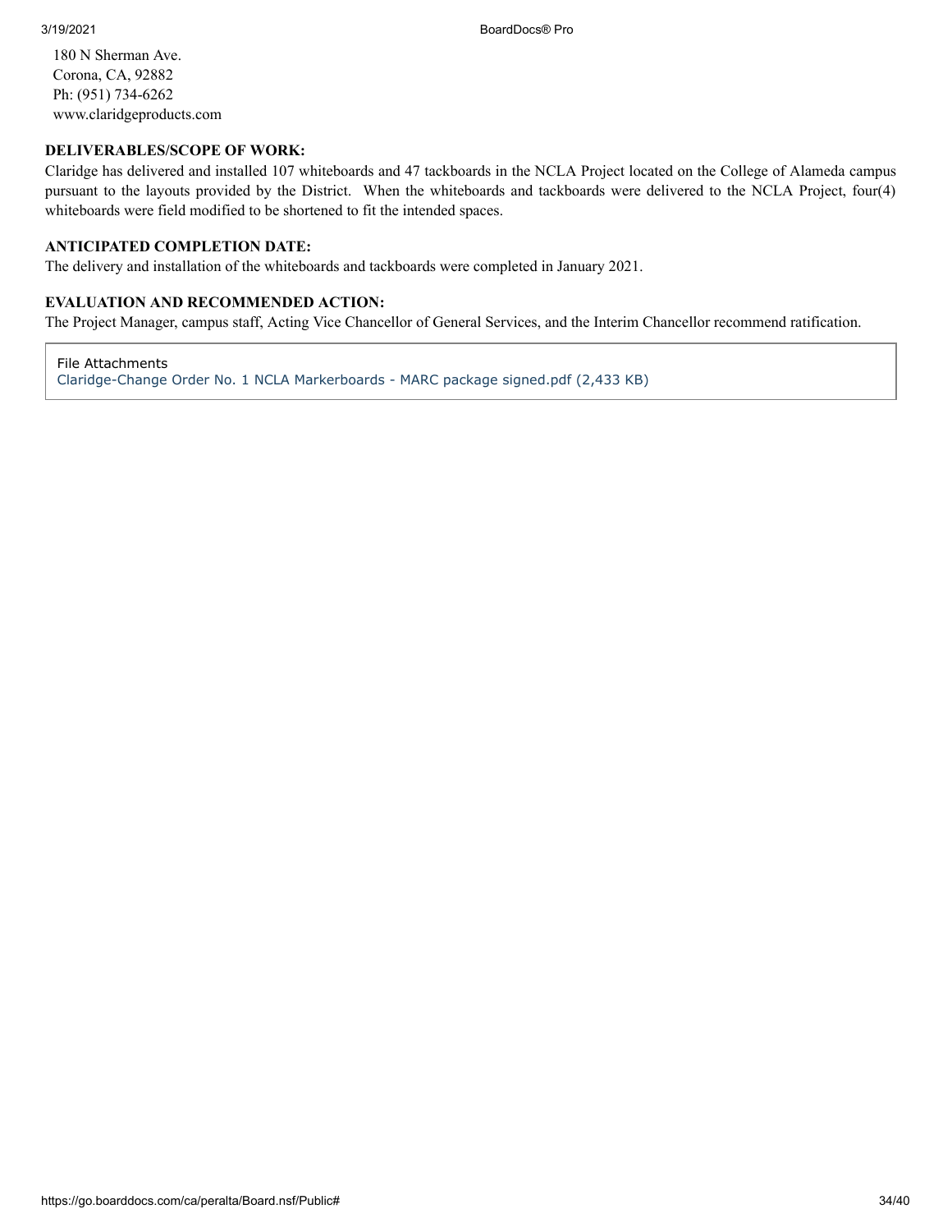180 N Sherman Ave.
Corona, CA, 92882
Ph: (951) 734-6262
www.claridgeproducts.com

**DELIVERABLES/SCOPE OF WORK:**

Claridge has delivered and installed 107 whiteboards and 47 tackboards in the NCLA Project located on the College of Alameda campus pursuant to the layouts provided by the District. When the whiteboards and tackboards were delivered to the NCLA Project, four(4) whiteboards were field modified to be shortened to fit the intended spaces.

**ANTICIPATED COMPLETION DATE:**

The delivery and installation of the whiteboards and tackboards were completed in January 2021.

**EVALUATION AND RECOMMENDED ACTION:**

The Project Manager, campus staff, Acting Vice Chancellor of General Services, and the Interim Chancellor recommend ratification.

File Attachments
Claridge-Change Order No. 1 NCLA Markerboards - MARC package signed.pdf (2,433 KB)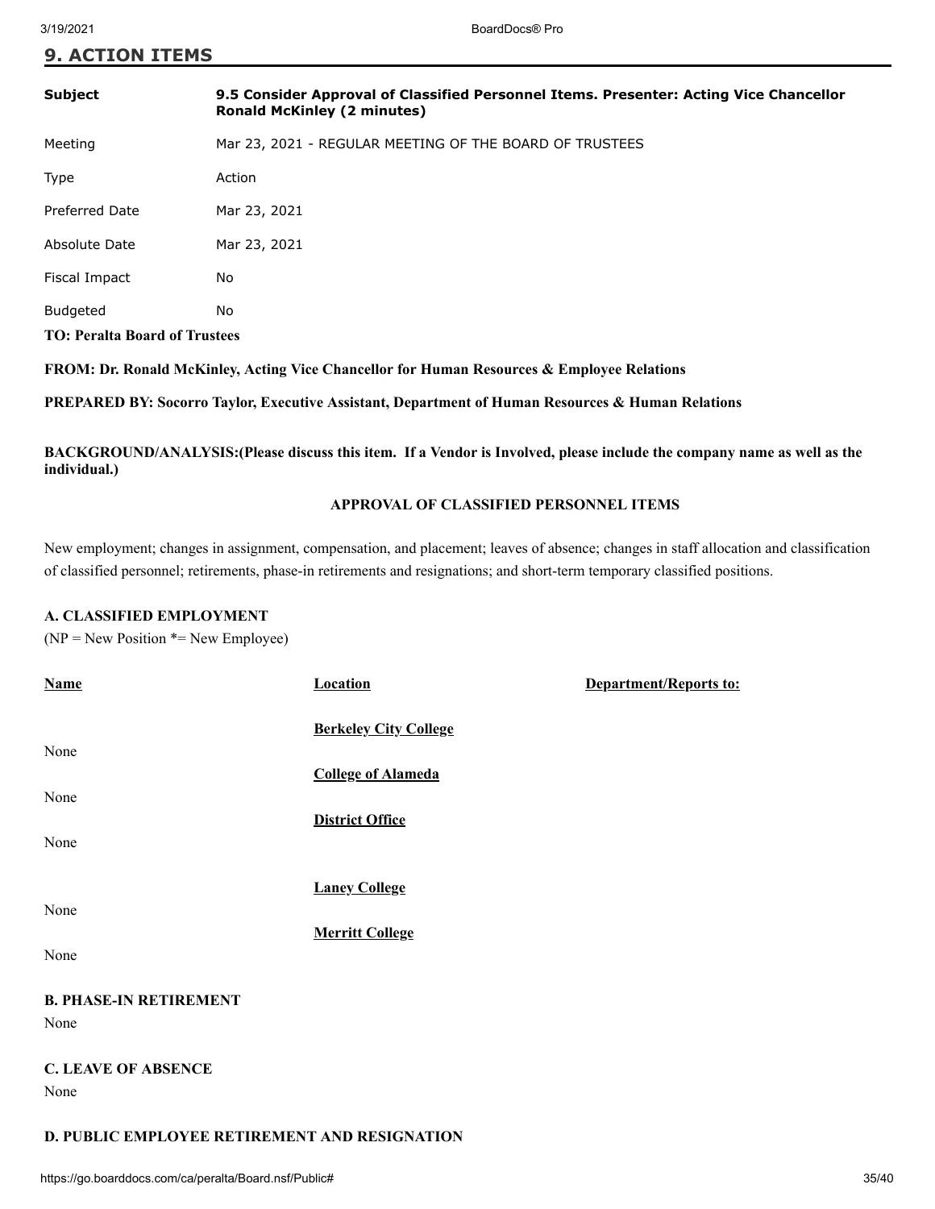## 9. ACTION ITEMS

| | |
|---|---|
| **Subject** | **9.5 Consider Approval of Classified Personnel Items. Presenter: Acting Vice Chancellor Ronald McKinley (2 minutes)** |
| Meeting | Mar 23, 2021 - REGULAR MEETING OF THE BOARD OF TRUSTEES |
| Type | Action |
| Preferred Date | Mar 23, 2021 |
| Absolute Date | Mar 23, 2021 |
| Fiscal Impact | No |
| Budgeted | No |

**TO: Peralta Board of Trustees**

**FROM: Dr. Ronald McKinley, Acting Vice Chancellor for Human Resources & Employee Relations**

**PREPARED BY: Socorro Taylor, Executive Assistant, Department of Human Resources & Human Relations**

**BACKGROUND/ANALYSIS:(Please discuss this item. If a Vendor is Involved, please include the company name as well as the individual.)**

**APPROVAL OF CLASSIFIED PERSONNEL ITEMS**

New employment; changes in assignment, compensation, and placement; leaves of absence; changes in staff allocation and classification of classified personnel; retirements, phase-in retirements and resignations; and short-term temporary classified positions.

**A. CLASSIFIED EMPLOYMENT**

(NP = New Position *= New Employee)

| Name | Location | Department/Reports to: |
|---|---|---|
| | **Berkeley City College** | |
| None | | |
| | **College of Alameda** | |
| None | | |
| | **District Office** | |
| None | | |
| | **Laney College** | |
| None | | |
| | **Merritt College** | |
| None | | |

**B. PHASE-IN RETIREMENT**

None

**C. LEAVE OF ABSENCE**

None

**D. PUBLIC EMPLOYEE RETIREMENT AND RESIGNATION**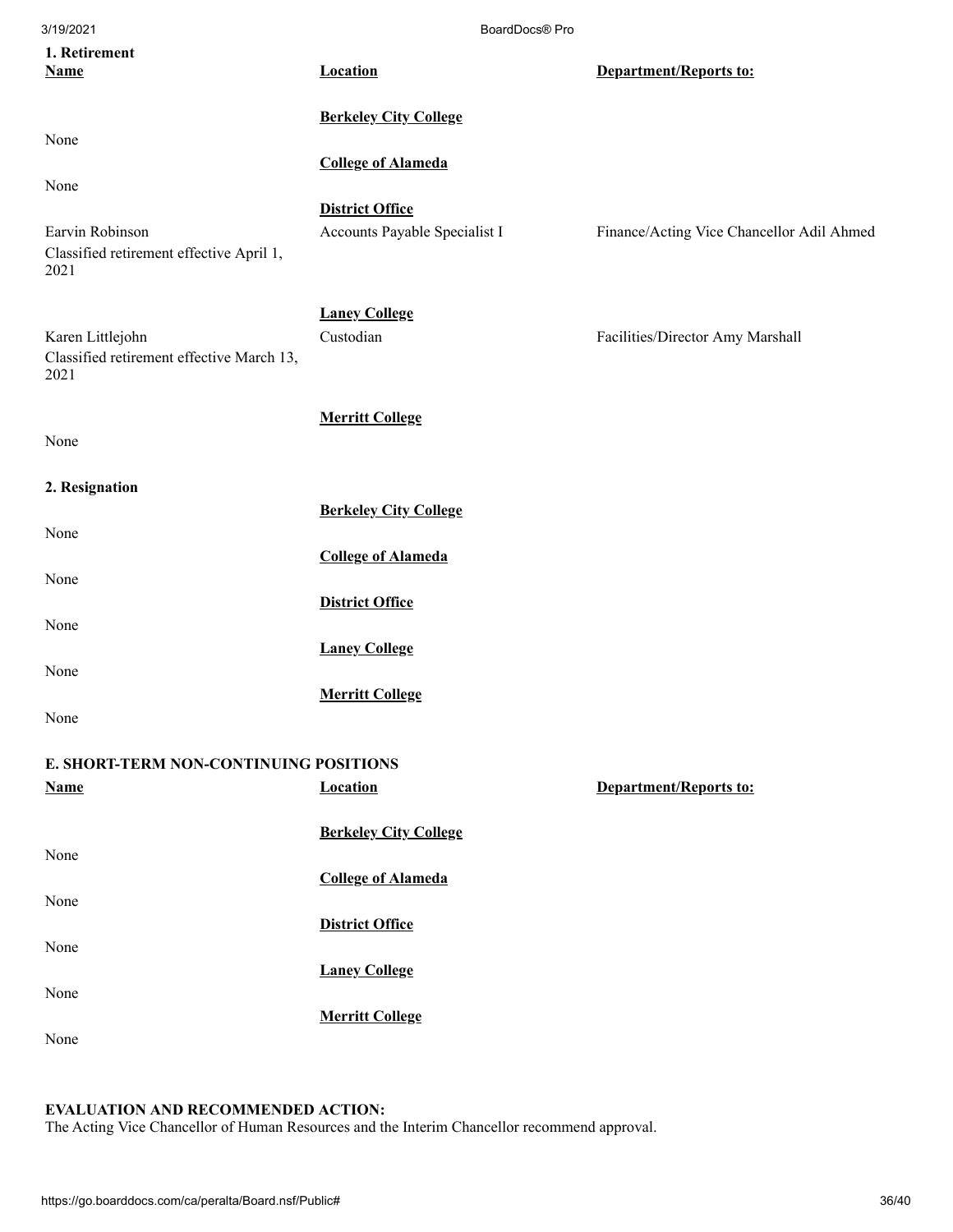**1. Retirement**

| Name | Location | Department/Reports to: |
|---|---|---|
| | **Berkeley City College** | |
| None | | |
| | **College of Alameda** | |
| None | | |
| | **District Office** | |
| Earvin Robinson<br>Classified retirement effective April 1, 2021 | Accounts Payable Specialist I | Finance/Acting Vice Chancellor Adil Ahmed |
| | **Laney College** | |
| Karen Littlejohn<br>Classified retirement effective March 13, 2021 | Custodian | Facilities/Director Amy Marshall |
| | **Merritt College** | |
| None | | |

**2. Resignation**

| | Location |
|---|---|
| | **Berkeley City College** |
| None | |
| | **College of Alameda** |
| None | |
| | **District Office** |
| None | |
| | **Laney College** |
| None | |
| | **Merritt College** |
| None | |

**E. SHORT-TERM NON-CONTINUING POSITIONS**

| Name | Location | Department/Reports to: |
|---|---|---|
| | **Berkeley City College** | |
| None | | |
| | **College of Alameda** | |
| None | | |
| | **District Office** | |
| None | | |
| | **Laney College** | |
| None | | |
| | **Merritt College** | |
| None | | |

**EVALUATION AND RECOMMENDED ACTION:**
The Acting Vice Chancellor of Human Resources and the Interim Chancellor recommend approval.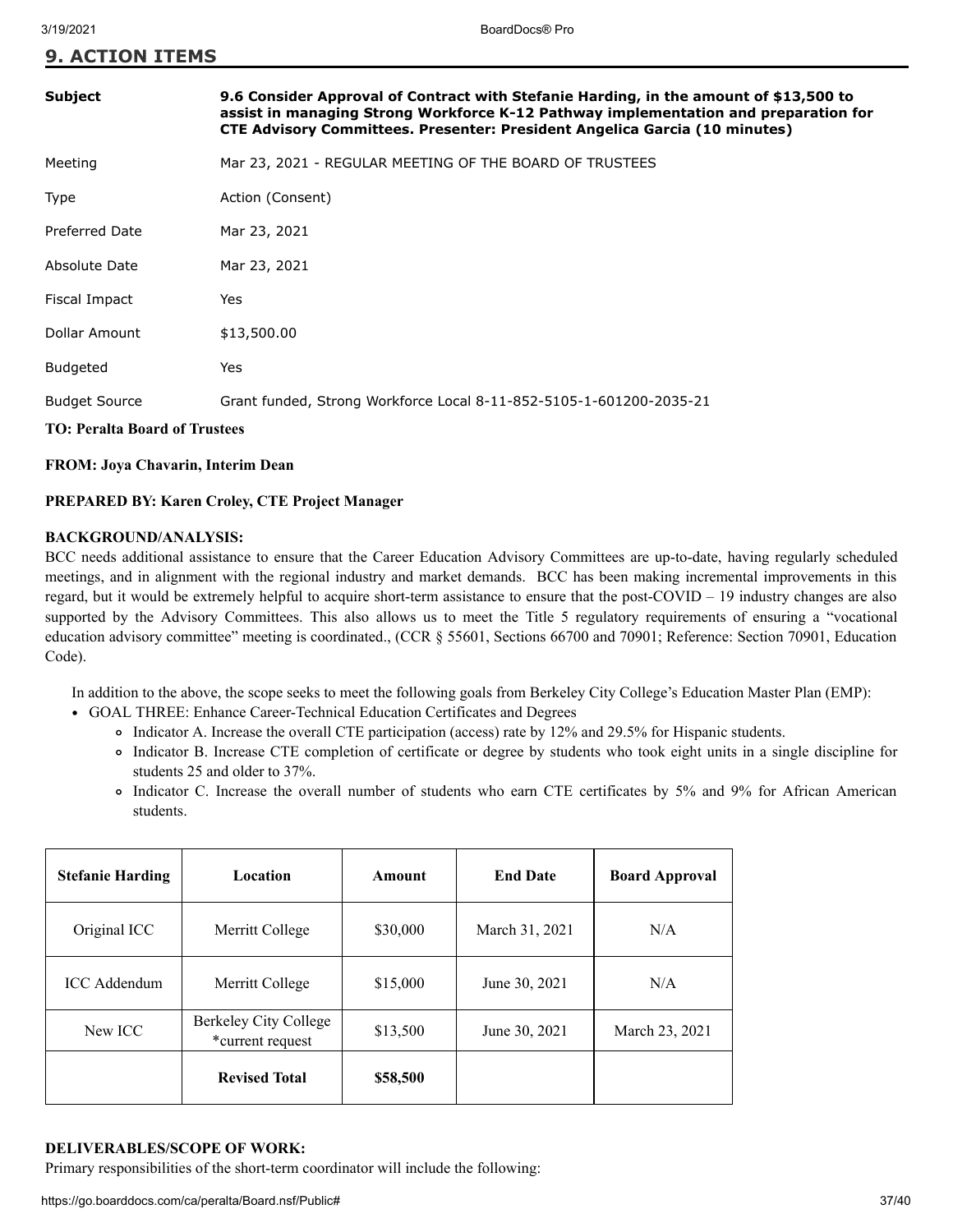## 9. ACTION ITEMS

| | |
|---|---|
| **Subject** | **9.6 Consider Approval of Contract with Stefanie Harding, in the amount of $13,500 to assist in managing Strong Workforce K-12 Pathway implementation and preparation for CTE Advisory Committees. Presenter: President Angelica Garcia (10 minutes)** |
| Meeting | Mar 23, 2021 - REGULAR MEETING OF THE BOARD OF TRUSTEES |
| Type | Action (Consent) |
| Preferred Date | Mar 23, 2021 |
| Absolute Date | Mar 23, 2021 |
| Fiscal Impact | Yes |
| Dollar Amount | $13,500.00 |
| Budgeted | Yes |
| Budget Source | Grant funded, Strong Workforce Local 8-11-852-5105-1-601200-2035-21 |

**TO: Peralta Board of Trustees**

**FROM: Joya Chavarin, Interim Dean**

**PREPARED BY: Karen Croley, CTE Project Manager**

**BACKGROUND/ANALYSIS:**

BCC needs additional assistance to ensure that the Career Education Advisory Committees are up-to-date, having regularly scheduled meetings, and in alignment with the regional industry and market demands. BCC has been making incremental improvements in this regard, but it would be extremely helpful to acquire short-term assistance to ensure that the post-COVID – 19 industry changes are also supported by the Advisory Committees. This also allows us to meet the Title 5 regulatory requirements of ensuring a "vocational education advisory committee" meeting is coordinated., (CCR § 55601, Sections 66700 and 70901; Reference: Section 70901, Education Code).

In addition to the above, the scope seeks to meet the following goals from Berkeley City College's Education Master Plan (EMP):

- GOAL THREE: Enhance Career-Technical Education Certificates and Degrees
  - Indicator A. Increase the overall CTE participation (access) rate by 12% and 29.5% for Hispanic students.
  - Indicator B. Increase CTE completion of certificate or degree by students who took eight units in a single discipline for students 25 and older to 37%.
  - Indicator C. Increase the overall number of students who earn CTE certificates by 5% and 9% for African American students.

| Stefanie Harding | Location | Amount | End Date | Board Approval |
|---|---|---|---|---|
| Original ICC | Merritt College | $30,000 | March 31, 2021 | N/A |
| ICC Addendum | Merritt College | $15,000 | June 30, 2021 | N/A |
| New ICC | Berkeley City College *current request | $13,500 | June 30, 2021 | March 23, 2021 |
| | **Revised Total** | **$58,500** | | |

**DELIVERABLES/SCOPE OF WORK:**

Primary responsibilities of the short-term coordinator will include the following: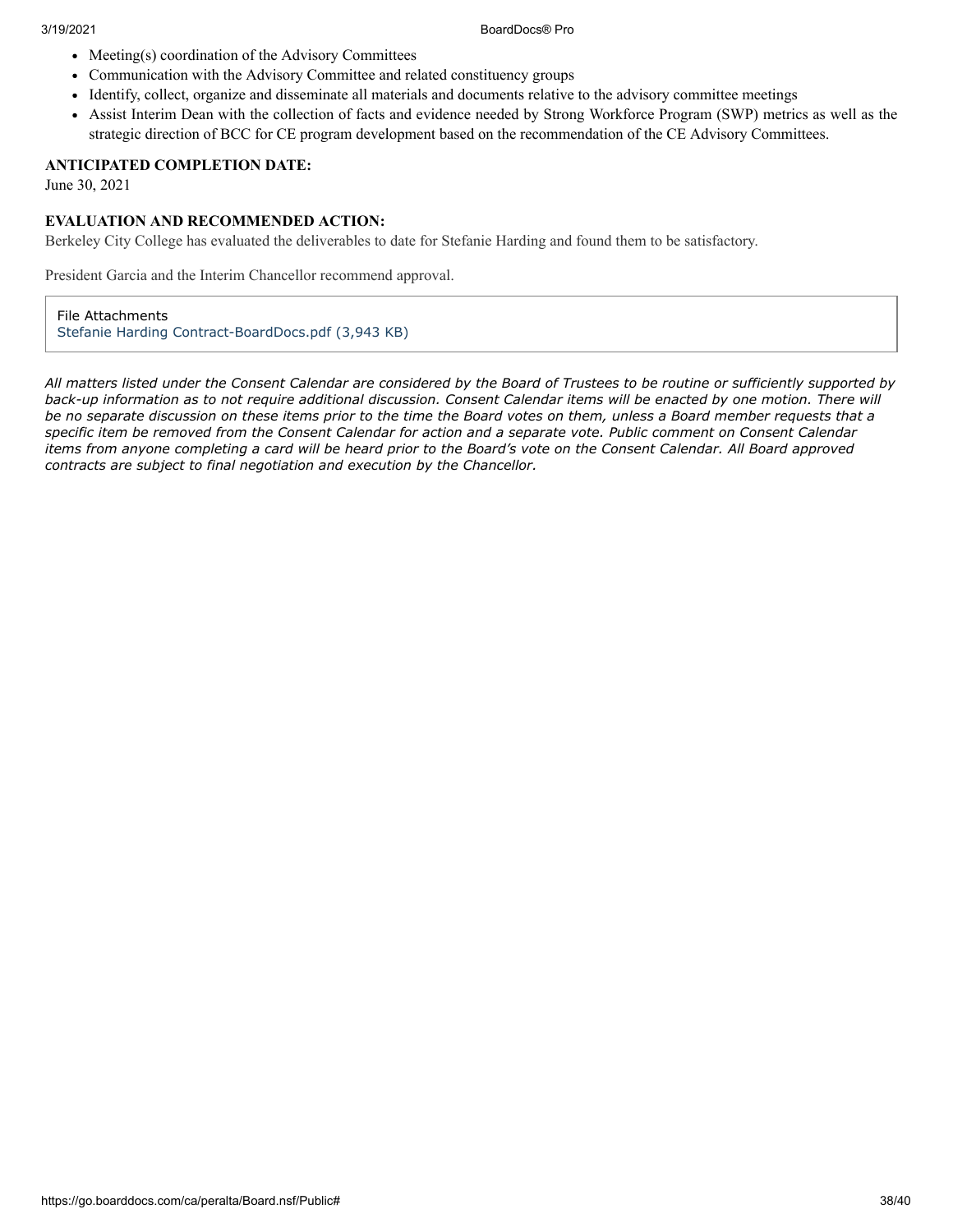- Meeting(s) coordination of the Advisory Committees
- Communication with the Advisory Committee and related constituency groups
- Identify, collect, organize and disseminate all materials and documents relative to the advisory committee meetings
- Assist Interim Dean with the collection of facts and evidence needed by Strong Workforce Program (SWP) metrics as well as the strategic direction of BCC for CE program development based on the recommendation of the CE Advisory Committees.

**ANTICIPATED COMPLETION DATE:**

June 30, 2021

**EVALUATION AND RECOMMENDED ACTION:**

Berkeley City College has evaluated the deliverables to date for Stefanie Harding and found them to be satisfactory.

President Garcia and the Interim Chancellor recommend approval.

File Attachments
Stefanie Harding Contract-BoardDocs.pdf (3,943 KB)

*All matters listed under the Consent Calendar are considered by the Board of Trustees to be routine or sufficiently supported by back-up information as to not require additional discussion. Consent Calendar items will be enacted by one motion. There will be no separate discussion on these items prior to the time the Board votes on them, unless a Board member requests that a specific item be removed from the Consent Calendar for action and a separate vote. Public comment on Consent Calendar items from anyone completing a card will be heard prior to the Board's vote on the Consent Calendar. All Board approved contracts are subject to final negotiation and execution by the Chancellor.*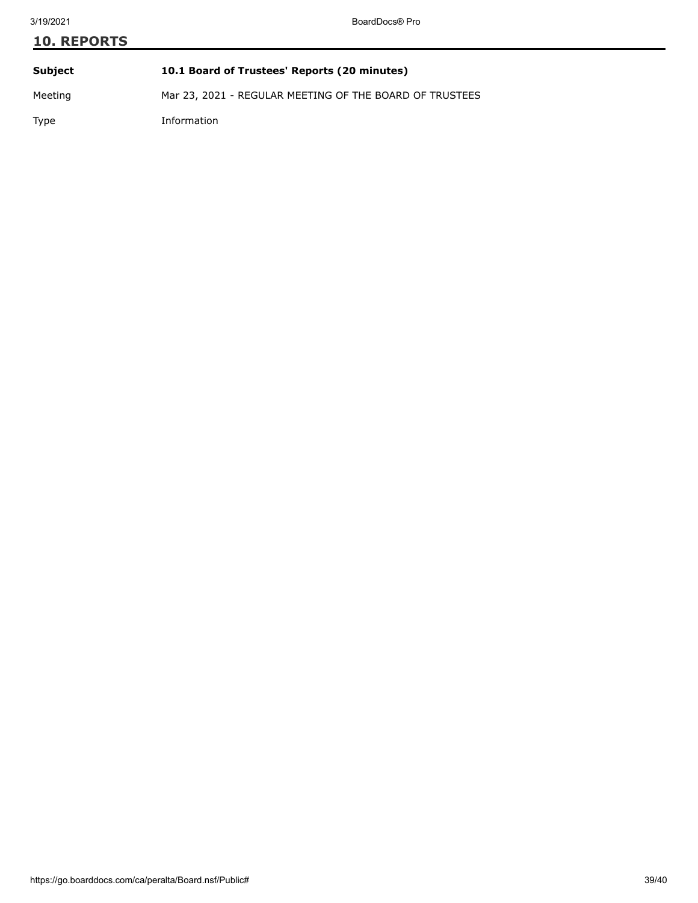## 10. REPORTS

| | |
|---|---|
| **Subject** | **10.1 Board of Trustees' Reports (20 minutes)** |
| Meeting | Mar 23, 2021 - REGULAR MEETING OF THE BOARD OF TRUSTEES |
| Type | Information |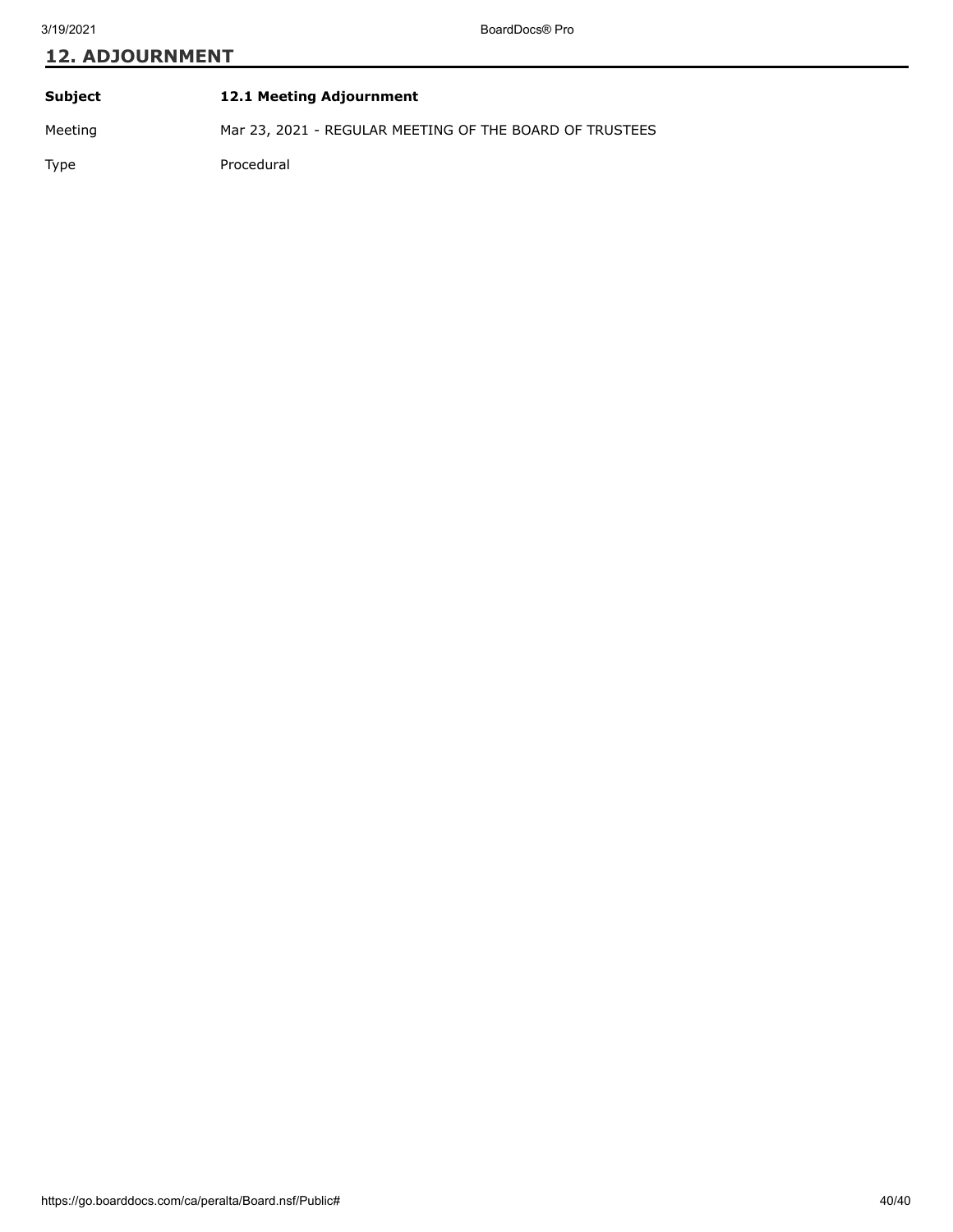## 12. ADJOURNMENT

| | |
|---|---|
| **Subject** | **12.1 Meeting Adjournment** |
| Meeting | Mar 23, 2021 - REGULAR MEETING OF THE BOARD OF TRUSTEES |
| Type | Procedural |